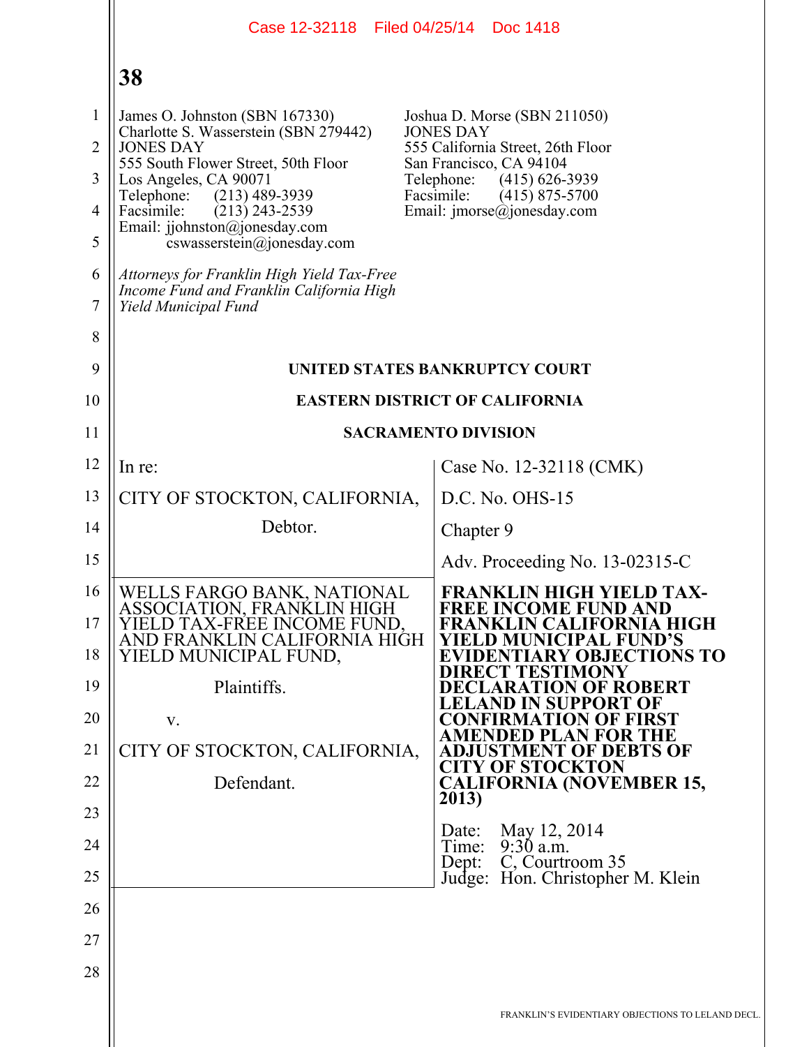James O. Johnston (SBN 167330)
Charlotte S. Wasserstein (SBN 279442)
JONES DAY
555 South Flower Street, 50th Floor
Los Angeles, CA 90071
Telephone: (213) 489-3939
Facsimile: (213) 243-2539
Email: jjohnston@jonesday.com
cswasserstein@jonesday.com

Joshua D. Morse (SBN 211050)
JONES DAY
555 California Street, 26th Floor
San Francisco, CA 94104
Telephone: (415) 626-3939
Facsimile: (415) 875-5700
Email: jmorse@jonesday.com

*Attorneys for Franklin High Yield Tax-Free Income Fund and Franklin California High Yield Municipal Fund*

**UNITED STATES BANKRUPTCY COURT**

**EASTERN DISTRICT OF CALIFORNIA**

**SACRAMENTO DIVISION**

| | |
|---|---|
| In re:<br><br>CITY OF STOCKTON, CALIFORNIA,<br><br>Debtor. | Case No. 12-32118 (CMK)<br><br>D.C. No. OHS-15<br><br>Chapter 9<br><br>Adv. Proceeding No. 13-02315-C |
| WELLS FARGO BANK, NATIONAL ASSOCIATION, FRANKLIN HIGH YIELD TAX-FREE INCOME FUND, AND FRANKLIN CALIFORNIA HIGH YIELD MUNICIPAL FUND,<br><br>Plaintiffs.<br><br>v.<br><br>CITY OF STOCKTON, CALIFORNIA,<br><br>Defendant. | **FRANKLIN HIGH YIELD TAX-FREE INCOME FUND AND FRANKLIN CALIFORNIA HIGH YIELD MUNICIPAL FUND'S EVIDENTIARY OBJECTIONS TO DIRECT TESTIMONY DECLARATION OF ROBERT LELAND IN SUPPORT OF CONFIRMATION OF FIRST AMENDED PLAN FOR THE ADJUSTMENT OF DEBTS OF CITY OF STOCKTON CALIFORNIA (NOVEMBER 15, 2013)**<br><br>Date: May 12, 2014<br>Time: 9:30 a.m.<br>Dept: C, Courtroom 35<br>Judge: Hon. Christopher M. Klein |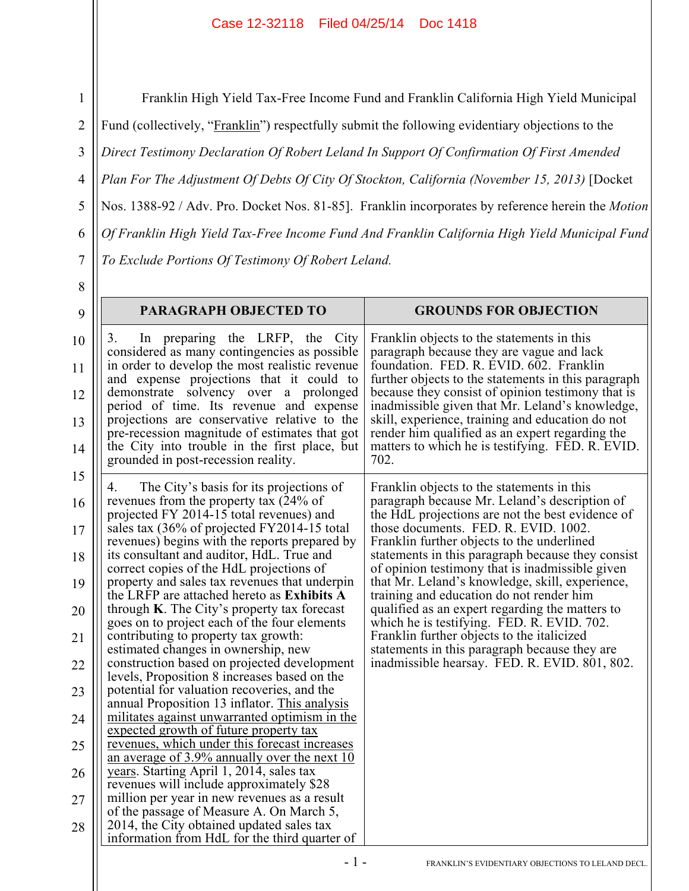Franklin High Yield Tax-Free Income Fund and Franklin California High Yield Municipal Fund (collectively, "Franklin") respectfully submit the following evidentiary objections to the *Direct Testimony Declaration Of Robert Leland In Support Of Confirmation Of First Amended Plan For The Adjustment Of Debts Of City Of Stockton, California (November 15, 2013)* [Docket Nos. 1388-92 / Adv. Pro. Docket Nos. 81-85]. Franklin incorporates by reference herein the *Motion Of Franklin High Yield Tax-Free Income Fund And Franklin California High Yield Municipal Fund To Exclude Portions Of Testimony Of Robert Leland.*

| PARAGRAPH OBJECTED TO | GROUNDS FOR OBJECTION |
|---|---|
| 3. In preparing the LRFP, the City considered as many contingencies as possible in order to develop the most realistic revenue and expense projections that it could to demonstrate solvency over a prolonged period of time. Its revenue and expense projections are conservative relative to the pre-recession magnitude of estimates that got the City into trouble in the first place, but grounded in post-recession reality. | Franklin objects to the statements in this paragraph because they are vague and lack foundation. FED. R. EVID. 602. Franklin further objects to the statements in this paragraph because they consist of opinion testimony that is inadmissible given that Mr. Leland's knowledge, skill, experience, training and education do not render him qualified as an expert regarding the matters to which he is testifying. FED. R. EVID. 702. |
| 4. The City's basis for its projections of revenues from the property tax (24% of projected FY 2014-15 total revenues) and sales tax (36% of projected FY2014-15 total revenues) begins with the reports prepared by its consultant and auditor, HdL. True and correct copies of the HdL projections of property and sales tax revenues that underpin the LRFP are attached hereto as **Exhibits A** through **K**. The City's property tax forecast goes on to project each of the four elements contributing to property tax growth: estimated changes in ownership, new construction based on projected development levels, Proposition 8 increases based on the potential for valuation recoveries, and the annual Proposition 13 inflator. <u>This analysis militates against unwarranted optimism in the expected growth of future property tax revenues, which under this forecast increases an average of 3.9% annually over the next 10 years</u>. Starting April 1, 2014, sales tax revenues will include approximately $28 million per year in new revenues as a result of the passage of Measure A. On March 5, 2014, the City obtained updated sales tax information from HdL for the third quarter of | Franklin objects to the statements in this paragraph because Mr. Leland's description of the HdL projections are not the best evidence of those documents. FED. R. EVID. 1002. Franklin further objects to the underlined statements in this paragraph because they consist of opinion testimony that is inadmissible given that Mr. Leland's knowledge, skill, experience, training and education do not render him qualified as an expert regarding the matters to which he is testifying. FED. R. EVID. 702. Franklin further objects to the italicized statements in this paragraph because they are inadmissible hearsay. FED. R. EVID. 801, 802. |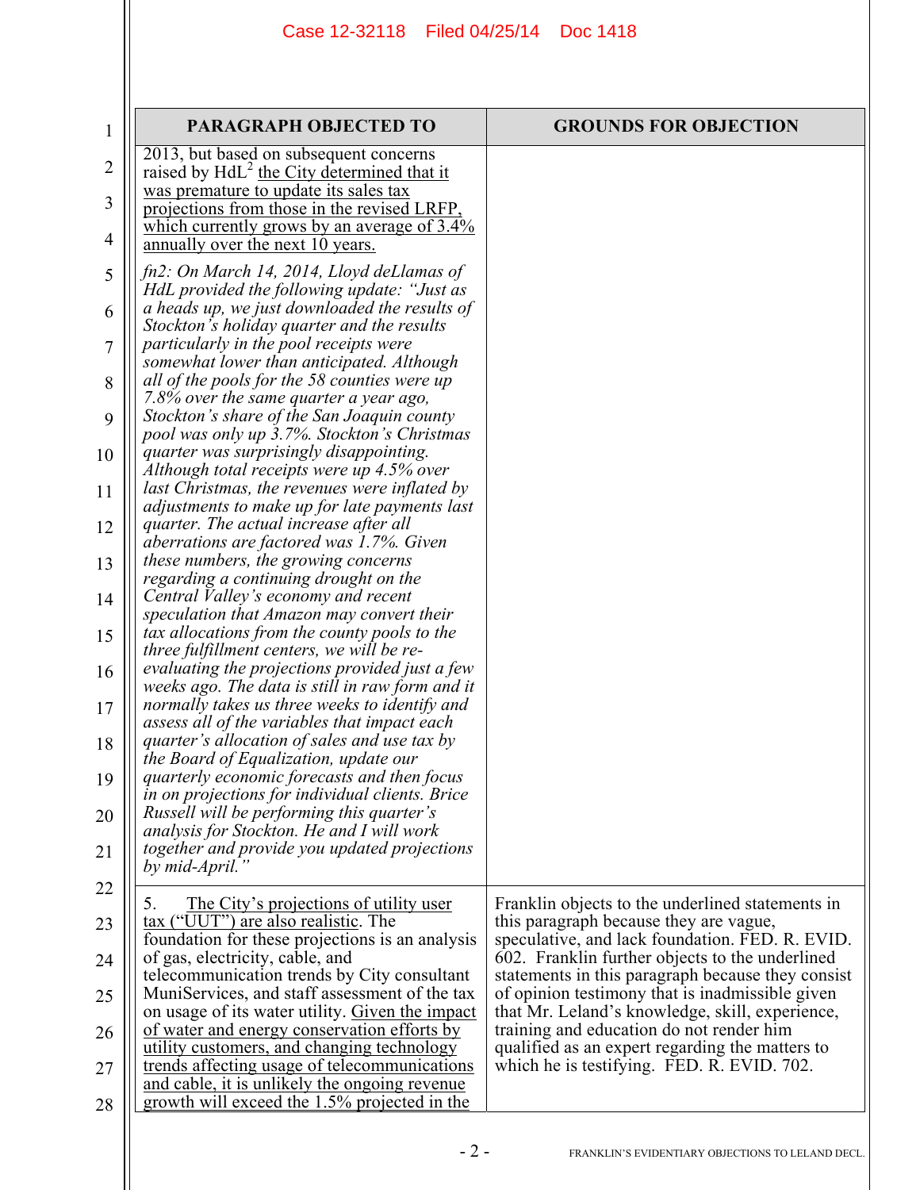| PARAGRAPH OBJECTED TO | GROUNDS FOR OBJECTION |
|---|---|
| 2013, but based on subsequent concerns raised by HdL[2] the City determined that it was premature to update its sales tax projections from those in the revised LRFP, which currently grows by an average of 3.4% annually over the next 10 years.<br><br>*fn2: On March 14, 2014, Lloyd deLlamas of HdL provided the following update: "Just as a heads up, we just downloaded the results of Stockton's holiday quarter and the results particularly in the pool receipts were somewhat lower than anticipated. Although all of the pools for the 58 counties were up 7.8% over the same quarter a year ago, Stockton's share of the San Joaquin county pool was only up 3.7%. Stockton's Christmas quarter was surprisingly disappointing. Although total receipts were up 4.5% over last Christmas, the revenues were inflated by adjustments to make up for late payments last quarter. The actual increase after all aberrations are factored was 1.7%. Given these numbers, the growing concerns regarding a continuing drought on the Central Valley's economy and recent speculation that Amazon may convert their tax allocations from the county pools to the three fulfillment centers, we will be re-evaluating the projections provided just a few weeks ago. The data is still in raw form and it normally takes us three weeks to identify and assess all of the variables that impact each quarter's allocation of sales and use tax by the Board of Equalization, update our quarterly economic forecasts and then focus in on projections for individual clients. Brice Russell will be performing this quarter's analysis for Stockton. He and I will work together and provide you updated projections by mid-April."* | |
| 5. The City's projections of utility user tax ("UUT") are also realistic. The foundation for these projections is an analysis of gas, electricity, cable, and telecommunication trends by City consultant MuniServices, and staff assessment of the tax on usage of its water utility. Given the impact of water and energy conservation efforts by utility customers, and changing technology trends affecting usage of telecommunications and cable, it is unlikely the ongoing revenue growth will exceed the 1.5% projected in the | Franklin objects to the underlined statements in this paragraph because they are vague, speculative, and lack foundation. FED. R. EVID. 602. Franklin further objects to the underlined statements in this paragraph because they consist of opinion testimony that is inadmissible given that Mr. Leland's knowledge, skill, experience, training and education do not render him qualified as an expert regarding the matters to which he is testifying. FED. R. EVID. 702. |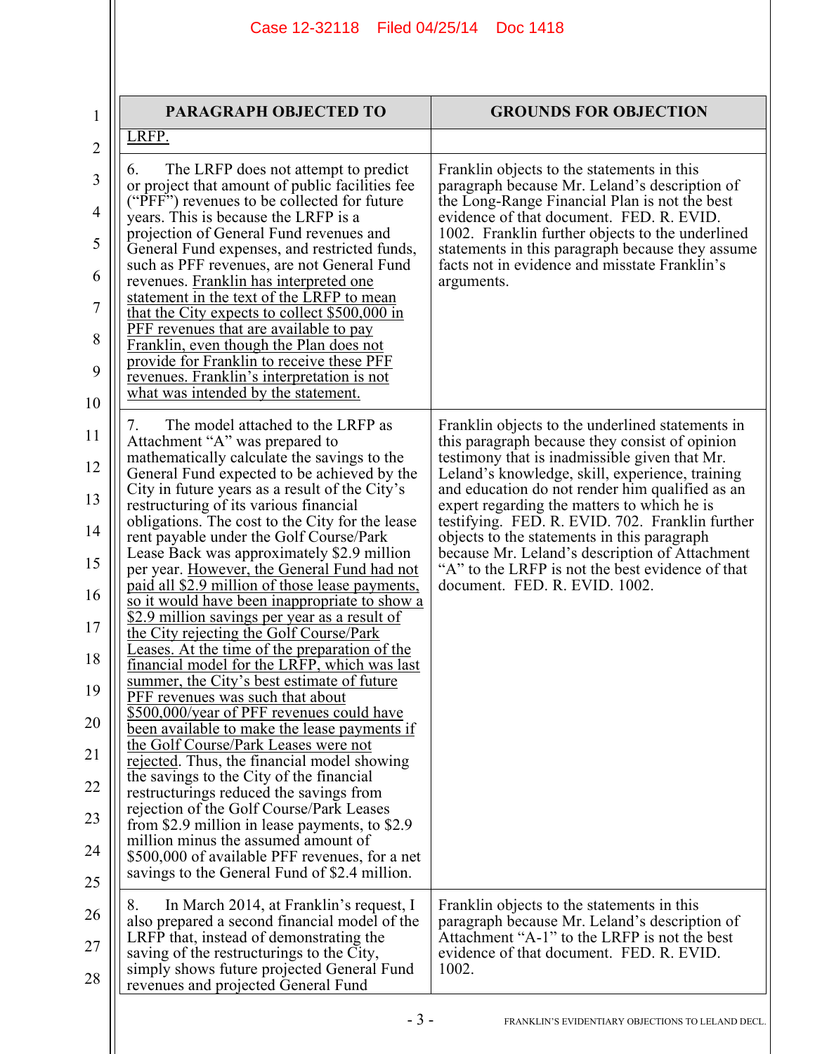| PARAGRAPH OBJECTED TO | GROUNDS FOR OBJECTION |
|---|---|
| <u>LRFP.</u> | |
| 6. The LRFP does not attempt to predict or project that amount of public facilities fee ("PFF") revenues to be collected for future years. This is because the LRFP is a projection of General Fund revenues and General Fund expenses, and restricted funds, such as PFF revenues, are not General Fund revenues. <u>Franklin has interpreted one statement in the text of the LRFP to mean that the City expects to collect $500,000 in PFF revenues that are available to pay Franklin, even though the Plan does not provide for Franklin to receive these PFF revenues. Franklin's interpretation is not what was intended by the statement.</u> | Franklin objects to the statements in this paragraph because Mr. Leland's description of the Long-Range Financial Plan is not the best evidence of that document. FED. R. EVID. 1002. Franklin further objects to the underlined statements in this paragraph because they assume facts not in evidence and misstate Franklin's arguments. |
| 7. The model attached to the LRFP as Attachment "A" was prepared to mathematically calculate the savings to the General Fund expected to be achieved by the City in future years as a result of the City's restructuring of its various financial obligations. The cost to the City for the lease rent payable under the Golf Course/Park Lease Back was approximately $2.9 million per year. <u>However, the General Fund had not paid all $2.9 million of those lease payments, so it would have been inappropriate to show a $2.9 million savings per year as a result of the City rejecting the Golf Course/Park Leases. At the time of the preparation of the financial model for the LRFP, which was last summer, the City's best estimate of future PFF revenues was such that about $500,000/year of PFF revenues could have been available to make the lease payments if the Golf Course/Park Leases were not rejected</u>. Thus, the financial model showing the savings to the City of the financial restructurings reduced the savings from rejection of the Golf Course/Park Leases from $2.9 million in lease payments, to $2.9 million minus the assumed amount of $500,000 of available PFF revenues, for a net savings to the General Fund of $2.4 million. | Franklin objects to the underlined statements in this paragraph because they consist of opinion testimony that is inadmissible given that Mr. Leland's knowledge, skill, experience, training and education do not render him qualified as an expert regarding the matters to which he is testifying. FED. R. EVID. 702. Franklin further objects to the statements in this paragraph because Mr. Leland's description of Attachment "A" to the LRFP is not the best evidence of that document. FED. R. EVID. 1002. |
| 8. In March 2014, at Franklin's request, I also prepared a second financial model of the LRFP that, instead of demonstrating the saving of the restructurings to the City, simply shows future projected General Fund revenues and projected General Fund | Franklin objects to the statements in this paragraph because Mr. Leland's description of Attachment "A-1" to the LRFP is not the best evidence of that document. FED. R. EVID. 1002. |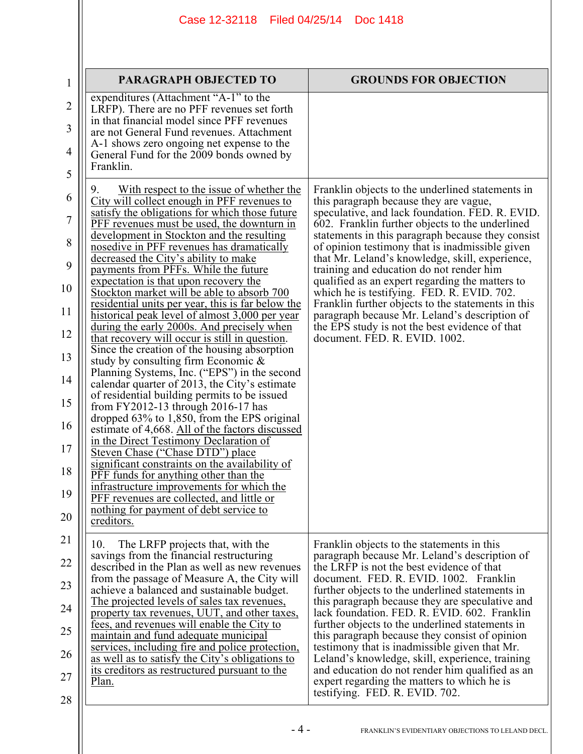| PARAGRAPH OBJECTED TO | GROUNDS FOR OBJECTION |
|---|---|
| expenditures (Attachment "A-1" to the LRFP). There are no PFF revenues set forth in that financial model since PFF revenues are not General Fund revenues. Attachment A-1 shows zero ongoing net expense to the General Fund for the 2009 bonds owned by Franklin. | |
| 9. With respect to the issue of whether the City will collect enough in PFF revenues to satisfy the obligations for which those future PFF revenues must be used, the downturn in development in Stockton and the resulting nosedive in PFF revenues has dramatically decreased the City's ability to make payments from PFFs. While the future expectation is that upon recovery the Stockton market will be able to absorb 700 residential units per year, this is far below the historical peak level of almost 3,000 per year during the early 2000s. And precisely when that recovery will occur is still in question. Since the creation of the housing absorption study by consulting firm Economic & Planning Systems, Inc. ("EPS") in the second calendar quarter of 2013, the City's estimate of residential building permits to be issued from FY2012-13 through 2016-17 has dropped 63% to 1,850, from the EPS original estimate of 4,668. All of the factors discussed in the Direct Testimony Declaration of Steven Chase ("Chase DTD") place significant constraints on the availability of PFF funds for anything other than the infrastructure improvements for which the PFF revenues are collected, and little or nothing for payment of debt service to creditors. | Franklin objects to the underlined statements in this paragraph because they are vague, speculative, and lack foundation. FED. R. EVID. 602. Franklin further objects to the underlined statements in this paragraph because they consist of opinion testimony that is inadmissible given that Mr. Leland's knowledge, skill, experience, training and education do not render him qualified as an expert regarding the matters to which he is testifying. FED. R. EVID. 702. Franklin further objects to the statements in this paragraph because Mr. Leland's description of the EPS study is not the best evidence of that document. FED. R. EVID. 1002. |
| 10. The LRFP projects that, with the savings from the financial restructuring described in the Plan as well as new revenues from the passage of Measure A, the City will achieve a balanced and sustainable budget. The projected levels of sales tax revenues, property tax revenues, UUT, and other taxes, fees, and revenues will enable the City to maintain and fund adequate municipal services, including fire and police protection, as well as to satisfy the City's obligations to its creditors as restructured pursuant to the Plan. | Franklin objects to the statements in this paragraph because Mr. Leland's description of the LRFP is not the best evidence of that document. FED. R. EVID. 1002. Franklin further objects to the underlined statements in this paragraph because they are speculative and lack foundation. FED. R. EVID. 602. Franklin further objects to the underlined statements in this paragraph because they consist of opinion testimony that is inadmissible given that Mr. Leland's knowledge, skill, experience, training and education do not render him qualified as an expert regarding the matters to which he is testifying. FED. R. EVID. 702. |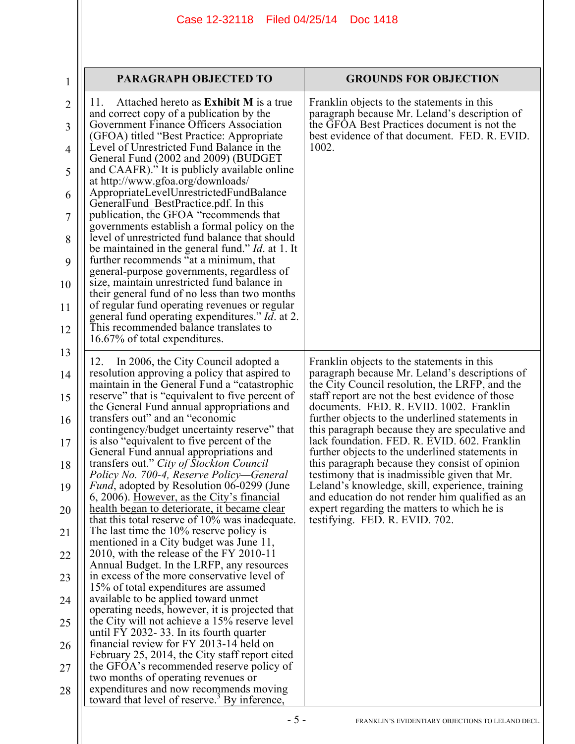| PARAGRAPH OBJECTED TO | GROUNDS FOR OBJECTION |
|---|---|
| 11. Attached hereto as **Exhibit M** is a true and correct copy of a publication by the Government Finance Officers Association (GFOA) titled "Best Practice: Appropriate Level of Unrestricted Fund Balance in the General Fund (2002 and 2009) (BUDGET and CAAFR)." It is publicly available online at http://www.gfoa.org/downloads/ AppropriateLevelUnrestrictedFundBalance GeneralFund_BestPractice.pdf. In this publication, the GFOA "recommends that governments establish a formal policy on the level of unrestricted fund balance that should be maintained in the general fund." *Id*. at 1. It further recommends "at a minimum, that general-purpose governments, regardless of size, maintain unrestricted fund balance in their general fund of no less than two months of regular fund operating revenues or regular general fund operating expenditures." *Id*. at 2. This recommended balance translates to 16.67% of total expenditures. | Franklin objects to the statements in this paragraph because Mr. Leland's description of the GFOA Best Practices document is not the best evidence of that document. FED. R. EVID. 1002. |
| 12. In 2006, the City Council adopted a resolution approving a policy that aspired to maintain in the General Fund a "catastrophic reserve" that is "equivalent to five percent of the General Fund annual appropriations and transfers out" and an "economic contingency/budget uncertainty reserve" that is also "equivalent to five percent of the General Fund annual appropriations and transfers out." *City of Stockton Council Policy No. 700-4, Reserve Policy—General Fund*, adopted by Resolution 06-0299 (June 6, 2006). <u>However, as the City's financial health began to deteriorate, it became clear that this total reserve of 10% was inadequate.</u> The last time the 10% reserve policy is mentioned in a City budget was June 11, 2010, with the release of the FY 2010-11 Annual Budget. In the LRFP, any resources in excess of the more conservative level of 15% of total expenditures are assumed available to be applied toward unmet operating needs, however, it is projected that the City will not achieve a 15% reserve level until FY 2032- 33. In its fourth quarter financial review for FY 2013-14 held on February 25, 2014, the City staff report cited the GFOA's recommended reserve policy of two months of operating revenues or expenditures and now recommends moving toward that level of reserve.[3] <u>By inference,</u> | Franklin objects to the statements in this paragraph because Mr. Leland's descriptions of the City Council resolution, the LRFP, and the staff report are not the best evidence of those documents. FED. R. EVID. 1002. Franklin further objects to the underlined statements in this paragraph because they are speculative and lack foundation. FED. R. EVID. 602. Franklin further objects to the underlined statements in this paragraph because they consist of opinion testimony that is inadmissible given that Mr. Leland's knowledge, skill, experience, training and education do not render him qualified as an expert regarding the matters to which he is testifying. FED. R. EVID. 702. |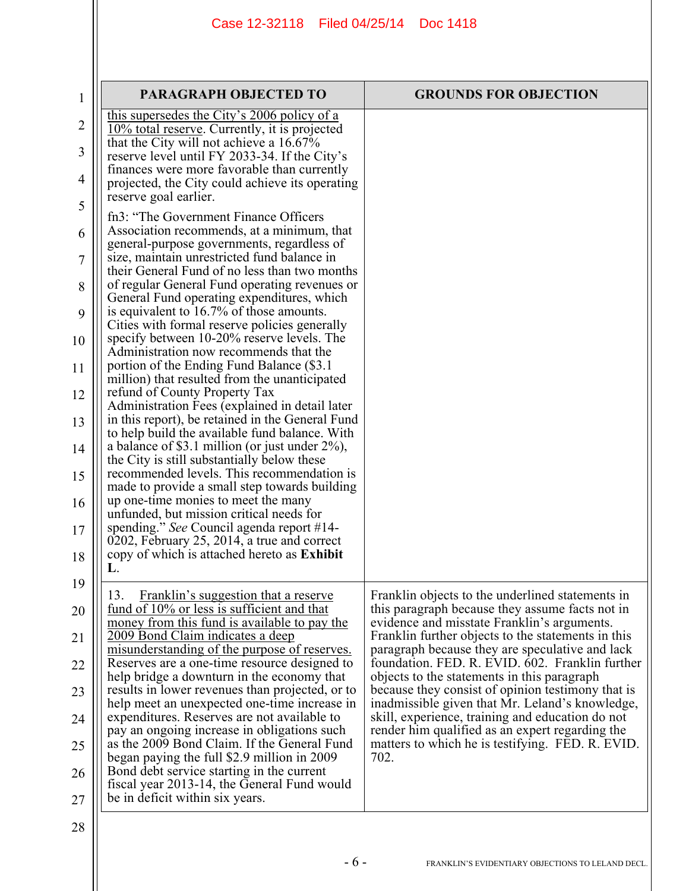| PARAGRAPH OBJECTED TO | GROUNDS FOR OBJECTION |
|---|---|
| this supersedes the City's 2006 policy of a 10% total reserve. Currently, it is projected that the City will not achieve a 16.67% reserve level until FY 2033-34. If the City's finances were more favorable than currently projected, the City could achieve its operating reserve goal earlier.<br><br>fn3: "The Government Finance Officers Association recommends, at a minimum, that general-purpose governments, regardless of size, maintain unrestricted fund balance in their General Fund of no less than two months of regular General Fund operating revenues or General Fund operating expenditures, which is equivalent to 16.7% of those amounts. Cities with formal reserve policies generally specify between 10-20% reserve levels. The Administration now recommends that the portion of the Ending Fund Balance ($3.1 million) that resulted from the unanticipated refund of County Property Tax Administration Fees (explained in detail later in this report), be retained in the General Fund to help build the available fund balance. With a balance of $3.1 million (or just under 2%), the City is still substantially below these recommended levels. This recommendation is made to provide a small step towards building up one-time monies to meet the many unfunded, but mission critical needs for spending." *See* Council agenda report #14-0202, February 25, 2014, a true and correct copy of which is attached hereto as **Exhibit L**. | |
| 13. Franklin's suggestion that a reserve fund of 10% or less is sufficient and that money from this fund is available to pay the 2009 Bond Claim indicates a deep misunderstanding of the purpose of reserves. Reserves are a one-time resource designed to help bridge a downturn in the economy that results in lower revenues than projected, or to help meet an unexpected one-time increase in expenditures. Reserves are not available to pay an ongoing increase in obligations such as the 2009 Bond Claim. If the General Fund began paying the full $2.9 million in 2009 Bond debt service starting in the current fiscal year 2013-14, the General Fund would be in deficit within six years. | Franklin objects to the underlined statements in this paragraph because they assume facts not in evidence and misstate Franklin's arguments. Franklin further objects to the statements in this paragraph because they are speculative and lack foundation. FED. R. EVID. 602. Franklin further objects to the statements in this paragraph because they consist of opinion testimony that is inadmissible given that Mr. Leland's knowledge, skill, experience, training and education do not render him qualified as an expert regarding the matters to which he is testifying. FED. R. EVID. 702. |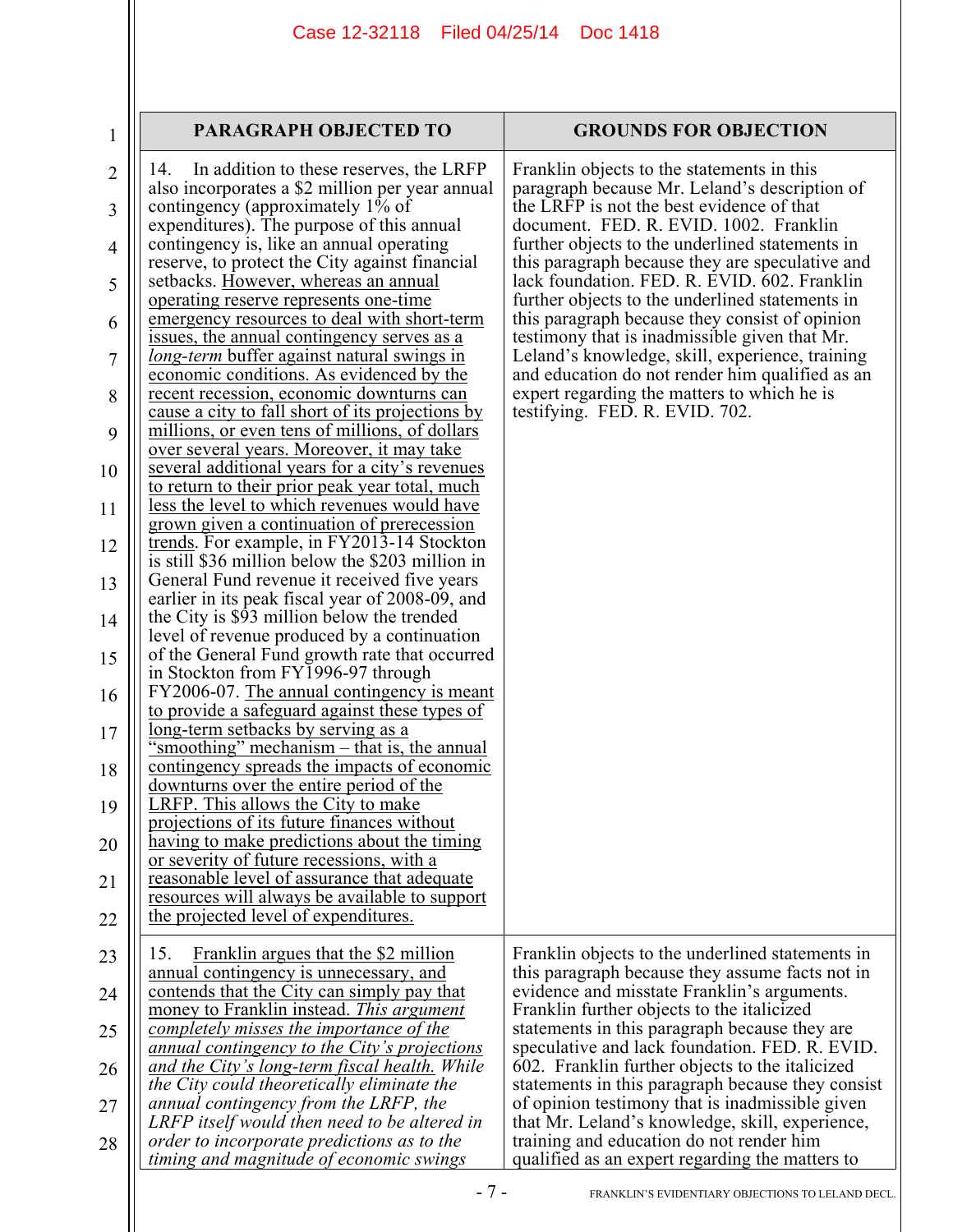| PARAGRAPH OBJECTED TO | GROUNDS FOR OBJECTION |
|---|---|
| 14. In addition to these reserves, the LRFP also incorporates a $2 million per year annual contingency (approximately 1% of expenditures). The purpose of this annual contingency is, like an annual operating reserve, to protect the City against financial setbacks. <u>However, whereas an annual operating reserve represents one-time emergency resources to deal with short-term issues, the annual contingency serves as a *long-term* buffer against natural swings in economic conditions. As evidenced by the recent recession, economic downturns can cause a city to fall short of its projections by millions, or even tens of millions, of dollars over several years. Moreover, it may take several additional years for a city's revenues to return to their prior peak year total, much less the level to which revenues would have grown given a continuation of prerecession trends</u>. For example, in FY2013-14 Stockton is still $36 million below the $203 million in General Fund revenue it received five years earlier in its peak fiscal year of 2008-09, and the City is $93 million below the trended level of revenue produced by a continuation of the General Fund growth rate that occurred in Stockton from FY1996-97 through FY2006-07. <u>The annual contingency is meant to provide a safeguard against these types of long-term setbacks by serving as a "smoothing" mechanism – that is, the annual contingency spreads the impacts of economic downturns over the entire period of the LRFP. This allows the City to make projections of its future finances without having to make predictions about the timing or severity of future recessions, with a reasonable level of assurance that adequate resources will always be available to support the projected level of expenditures.</u> | Franklin objects to the statements in this paragraph because Mr. Leland's description of the LRFP is not the best evidence of that document. FED. R. EVID. 1002. Franklin further objects to the underlined statements in this paragraph because they are speculative and lack foundation. FED. R. EVID. 602. Franklin further objects to the underlined statements in this paragraph because they consist of opinion testimony that is inadmissible given that Mr. Leland's knowledge, skill, experience, training and education do not render him qualified as an expert regarding the matters to which he is testifying. FED. R. EVID. 702. |
| 15. <u>Franklin argues that the $2 million annual contingency is unnecessary, and contends that the City can simply pay that money to Franklin instead. *This argument completely misses the importance of the annual contingency to the City's projections and the City's long-term fiscal health.*</u> *While the City could theoretically eliminate the annual contingency from the LRFP, the LRFP itself would then need to be altered in order to incorporate predictions as to the timing and magnitude of economic swings* | Franklin objects to the underlined statements in this paragraph because they assume facts not in evidence and misstate Franklin's arguments. Franklin further objects to the italicized statements in this paragraph because they are speculative and lack foundation. FED. R. EVID. 602. Franklin further objects to the italicized statements in this paragraph because they consist of opinion testimony that is inadmissible given that Mr. Leland's knowledge, skill, experience, training and education do not render him qualified as an expert regarding the matters to |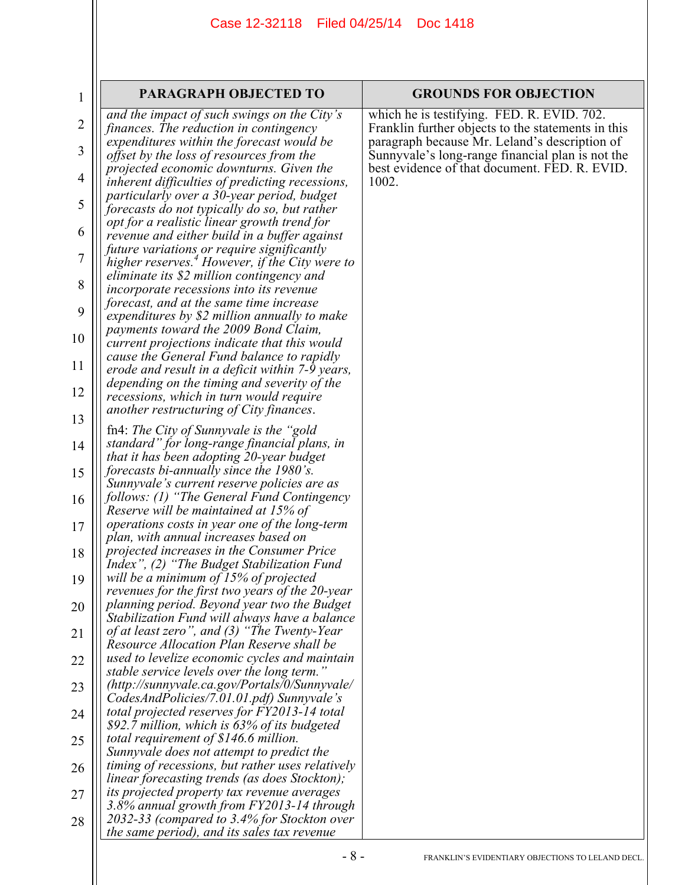| PARAGRAPH OBJECTED TO | GROUNDS FOR OBJECTION |
|---|---|
| *and the impact of such swings on the City's finances. The reduction in contingency expenditures within the forecast would be offset by the loss of resources from the projected economic downturns. Given the inherent difficulties of predicting recessions, particularly over a 30-year period, budget forecasts do not typically do so, but rather opt for a realistic linear growth trend for revenue and either build in a buffer against future variations or require significantly higher reserves.*[4] *However, if the City were to eliminate its $2 million contingency and incorporate recessions into its revenue forecast, and at the same time increase expenditures by $2 million annually to make payments toward the 2009 Bond Claim, current projections indicate that this would cause the General Fund balance to rapidly erode and result in a deficit within 7-9 years, depending on the timing and severity of the recessions, which in turn would require another restructuring of City finances.*<br><br>fn4: *The City of Sunnyvale is the "gold standard" for long-range financial plans, in that it has been adopting 20-year budget forecasts bi-annually since the 1980's. Sunnyvale's current reserve policies are as follows: (1) "The General Fund Contingency Reserve will be maintained at 15% of operations costs in year one of the long-term plan, with annual increases based on projected increases in the Consumer Price Index", (2) "The Budget Stabilization Fund will be a minimum of 15% of projected revenues for the first two years of the 20-year planning period. Beyond year two the Budget Stabilization Fund will always have a balance of at least zero", and (3) "The Twenty-Year Resource Allocation Plan Reserve shall be used to levelize economic cycles and maintain stable service levels over the long term." (http://sunnyvale.ca.gov/Portals/0/Sunnyvale/CodesAndPolicies/7.01.01.pdf) Sunnyvale's total projected reserves for FY2013-14 total $92.7 million, which is 63% of its budgeted total requirement of $146.6 million. Sunnyvale does not attempt to predict the timing of recessions, but rather uses relatively linear forecasting trends (as does Stockton); its projected property tax revenue averages 3.8% annual growth from FY2013-14 through 2032-33 (compared to 3.4% for Stockton over the same period), and its sales tax revenue* | which he is testifying. FED. R. EVID. 702. Franklin further objects to the statements in this paragraph because Mr. Leland's description of Sunnyvale's long-range financial plan is not the best evidence of that document. FED. R. EVID. 1002. |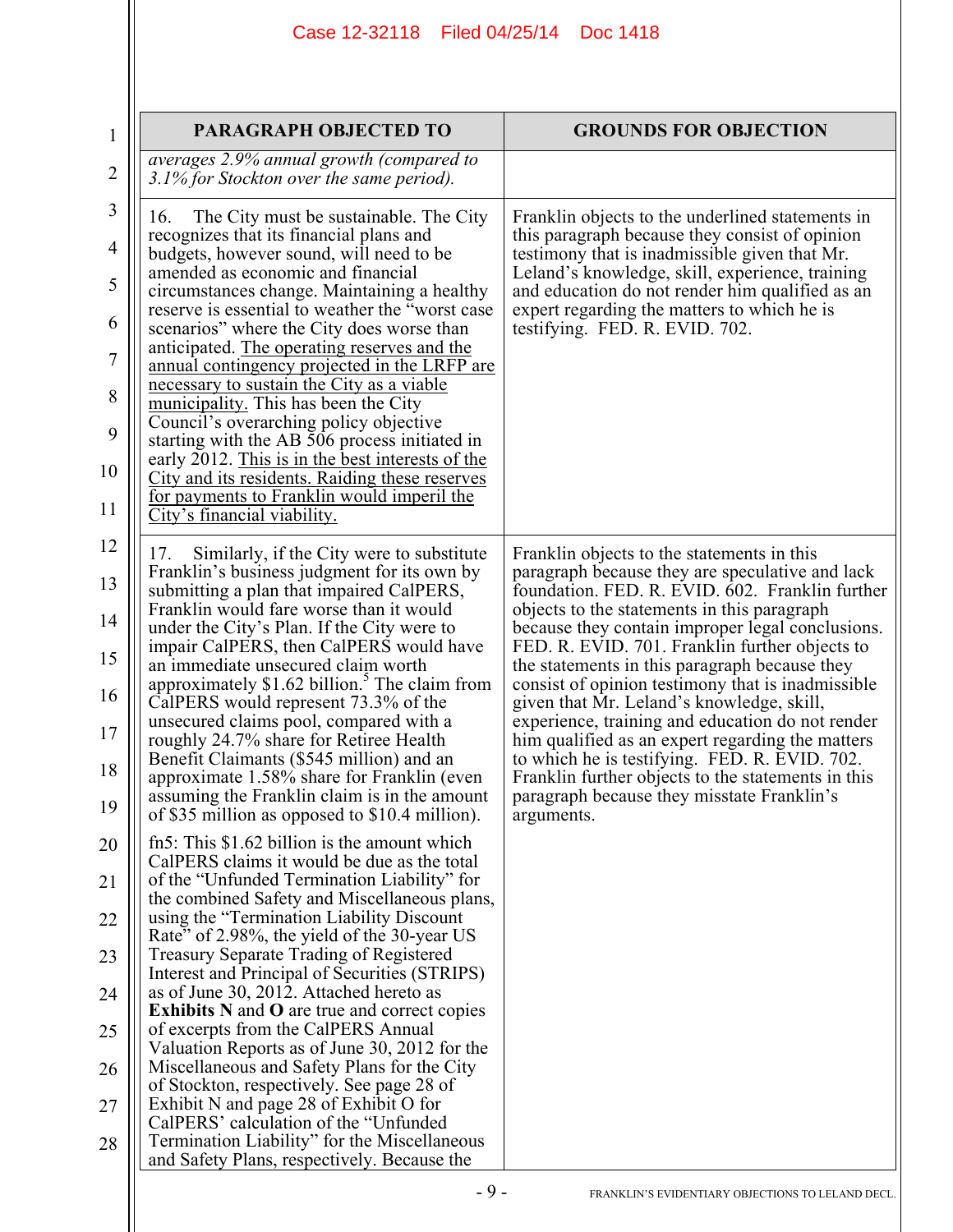| PARAGRAPH OBJECTED TO | GROUNDS FOR OBJECTION |
|---|---|
| *averages 2.9% annual growth (compared to 3.1% for Stockton over the same period).* | |
| 16. The City must be sustainable. The City recognizes that its financial plans and budgets, however sound, will need to be amended as economic and financial circumstances change. Maintaining a healthy reserve is essential to weather the "worst case scenarios" where the City does worse than anticipated. <u>The operating reserves and the annual contingency projected in the LRFP are necessary to sustain the City as a viable municipality.</u> This has been the City Council's overarching policy objective starting with the AB 506 process initiated in early 2012. <u>This is in the best interests of the City and its residents. Raiding these reserves for payments to Franklin would imperil the City's financial viability.</u> | Franklin objects to the underlined statements in this paragraph because they consist of opinion testimony that is inadmissible given that Mr. Leland's knowledge, skill, experience, training and education do not render him qualified as an expert regarding the matters to which he is testifying. FED. R. EVID. 702. |
| 17. Similarly, if the City were to substitute Franklin's business judgment for its own by submitting a plan that impaired CalPERS, Franklin would fare worse than it would under the City's Plan. If the City were to impair CalPERS, then CalPERS would have an immediate unsecured claim worth approximately $1.62 billion.[5] The claim from CalPERS would represent 73.3% of the unsecured claims pool, compared with a roughly 24.7% share for Retiree Health Benefit Claimants ($545 million) and an approximate 1.58% share for Franklin (even assuming the Franklin claim is in the amount of $35 million as opposed to $10.4 million).<br><br>fn5: This $1.62 billion is the amount which CalPERS claims it would be due as the total of the "Unfunded Termination Liability" for the combined Safety and Miscellaneous plans, using the "Termination Liability Discount Rate" of 2.98%, the yield of the 30-year US Treasury Separate Trading of Registered Interest and Principal of Securities (STRIPS) as of June 30, 2012. Attached hereto as **Exhibits N** and **O** are true and correct copies of excerpts from the CalPERS Annual Valuation Reports as of June 30, 2012 for the Miscellaneous and Safety Plans for the City of Stockton, respectively. See page 28 of Exhibit N and page 28 of Exhibit O for CalPERS' calculation of the "Unfunded Termination Liability" for the Miscellaneous and Safety Plans, respectively. Because the | Franklin objects to the statements in this paragraph because they are speculative and lack foundation. FED. R. EVID. 602. Franklin further objects to the statements in this paragraph because they contain improper legal conclusions. FED. R. EVID. 701. Franklin further objects to the statements in this paragraph because they consist of opinion testimony that is inadmissible given that Mr. Leland's knowledge, skill, experience, training and education do not render him qualified as an expert regarding the matters to which he is testifying. FED. R. EVID. 702. Franklin further objects to the statements in this paragraph because they misstate Franklin's arguments. |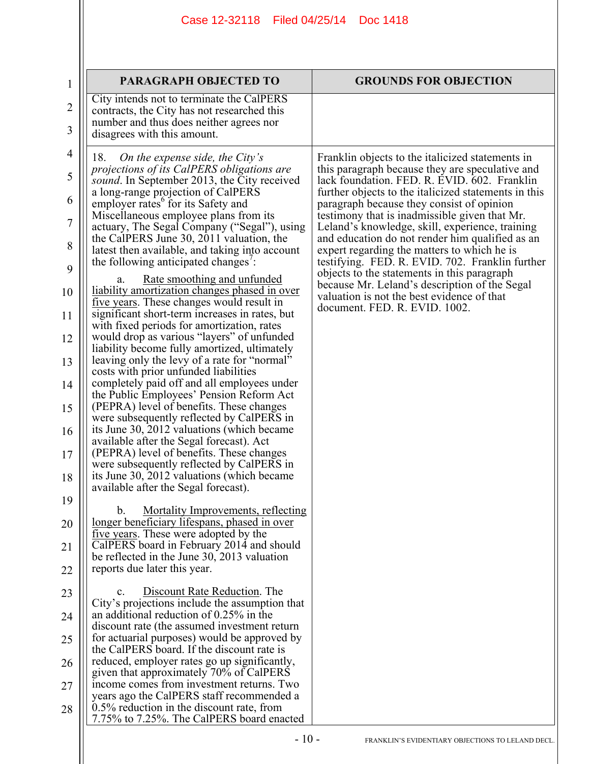| PARAGRAPH OBJECTED TO | GROUNDS FOR OBJECTION |
|---|---|
| City intends not to terminate the CalPERS contracts, the City has not researched this number and thus does neither agrees nor disagrees with this amount. | |
| 18. *On the expense side, the City's projections of its CalPERS obligations are sound*. In September 2013, the City received a long-range projection of CalPERS employer rates[6] for its Safety and Miscellaneous employee plans from its actuary, The Segal Company ("Segal"), using the CalPERS June 30, 2011 valuation, the latest then available, and taking into account the following anticipated changes[7]:<br><br>a. Rate smoothing and unfunded liability amortization changes phased in over five years. These changes would result in significant short-term increases in rates, but with fixed periods for amortization, rates would drop as various "layers" of unfunded liability become fully amortized, ultimately leaving only the levy of a rate for "normal" costs with prior unfunded liabilities completely paid off and all employees under the Public Employees' Pension Reform Act (PEPRA) level of benefits. These changes were subsequently reflected by CalPERS in its June 30, 2012 valuations (which became available after the Segal forecast). Act (PEPRA) level of benefits. These changes were subsequently reflected by CalPERS in its June 30, 2012 valuations (which became available after the Segal forecast).<br><br>b. Mortality Improvements, reflecting longer beneficiary lifespans, phased in over five years. These were adopted by the CalPERS board in February 2014 and should be reflected in the June 30, 2013 valuation reports due later this year.<br><br>c. Discount Rate Reduction. The City's projections include the assumption that an additional reduction of 0.25% in the discount rate (the assumed investment return for actuarial purposes) would be approved by the CalPERS board. If the discount rate is reduced, employer rates go up significantly, given that approximately 70% of CalPERS income comes from investment returns. Two years ago the CalPERS staff recommended a 0.5% reduction in the discount rate, from 7.75% to 7.25%. The CalPERS board enacted | Franklin objects to the italicized statements in this paragraph because they are speculative and lack foundation. FED. R. EVID. 602. Franklin further objects to the italicized statements in this paragraph because they consist of opinion testimony that is inadmissible given that Mr. Leland's knowledge, skill, experience, training and education do not render him qualified as an expert regarding the matters to which he is testifying. FED. R. EVID. 702. Franklin further objects to the statements in this paragraph because Mr. Leland's description of the Segal valuation is not the best evidence of that document. FED. R. EVID. 1002. |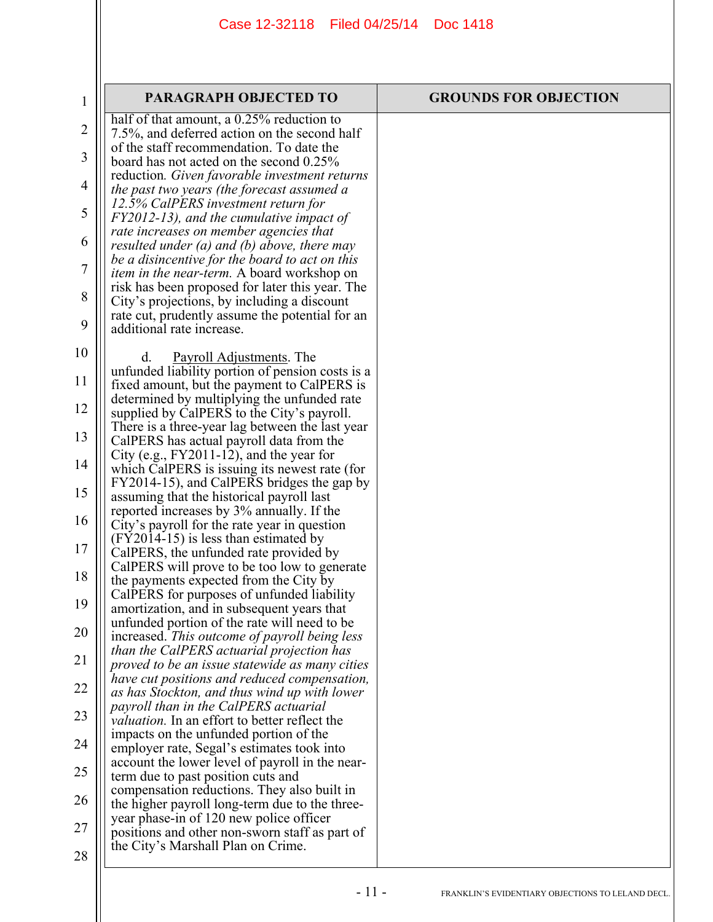| PARAGRAPH OBJECTED TO | GROUNDS FOR OBJECTION |
|---|---|
| half of that amount, a 0.25% reduction to 7.5%, and deferred action on the second half of the staff recommendation. To date the board has not acted on the second 0.25% reduction. *Given favorable investment returns the past two years (the forecast assumed a 12.5% CalPERS investment return for FY2012-13), and the cumulative impact of rate increases on member agencies that resulted under (a) and (b) above, there may be a disincentive for the board to act on this item in the near-term.* A board workshop on risk has been proposed for later this year. The City's projections, by including a discount rate cut, prudently assume the potential for an additional rate increase.<br><br>d. Payroll Adjustments. The unfunded liability portion of pension costs is a fixed amount, but the payment to CalPERS is determined by multiplying the unfunded rate supplied by CalPERS to the City's payroll. There is a three-year lag between the last year CalPERS has actual payroll data from the City (e.g., FY2011-12), and the year for which CalPERS is issuing its newest rate (for FY2014-15), and CalPERS bridges the gap by assuming that the historical payroll last reported increases by 3% annually. If the City's payroll for the rate year in question (FY2014-15) is less than estimated by CalPERS, the unfunded rate provided by CalPERS will prove to be too low to generate the payments expected from the City by CalPERS for purposes of unfunded liability amortization, and in subsequent years that unfunded portion of the rate will need to be increased. *This outcome of payroll being less than the CalPERS actuarial projection has proved to be an issue statewide as many cities have cut positions and reduced compensation, as has Stockton, and thus wind up with lower payroll than in the CalPERS actuarial valuation.* In an effort to better reflect the impacts on the unfunded portion of the employer rate, Segal's estimates took into account the lower level of payroll in the near-term due to past position cuts and compensation reductions. They also built in the higher payroll long-term due to the three-year phase-in of 120 new police officer positions and other non-sworn staff as part of the City's Marshall Plan on Crime. | |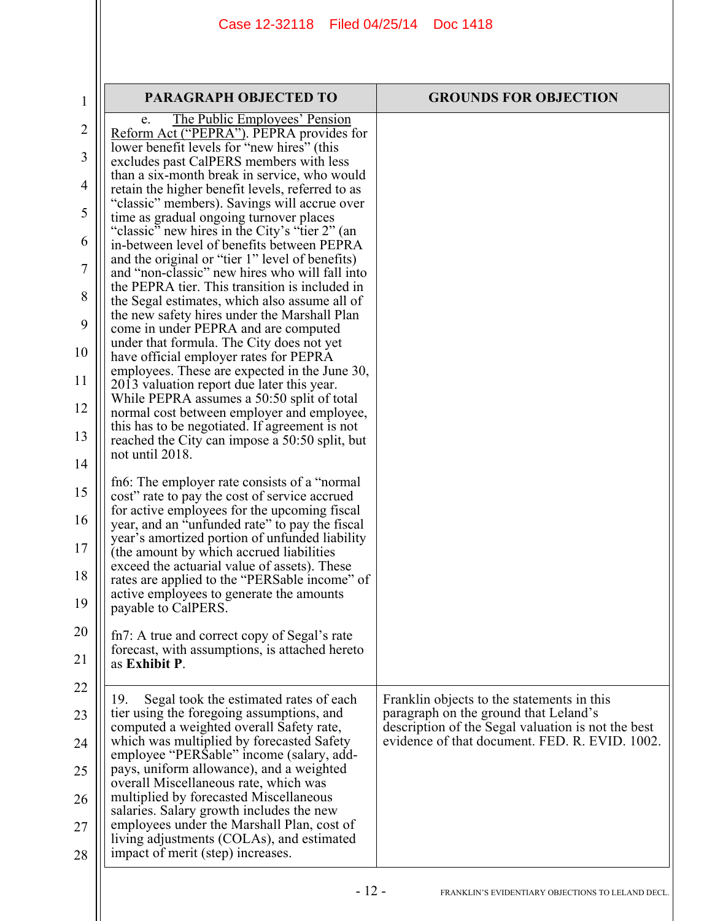| PARAGRAPH OBJECTED TO | GROUNDS FOR OBJECTION |
|---|---|
| e. The Public Employees' Pension Reform Act ("PEPRA"). PEPRA provides for lower benefit levels for "new hires" (this excludes past CalPERS members with less than a six-month break in service, who would retain the higher benefit levels, referred to as "classic" members). Savings will accrue over time as gradual ongoing turnover places "classic" new hires in the City's "tier 2" (an in-between level of benefits between PEPRA and the original or "tier 1" level of benefits) and "non-classic" new hires who will fall into the PEPRA tier. This transition is included in the Segal estimates, which also assume all of the new safety hires under the Marshall Plan come in under PEPRA and are computed under that formula. The City does not yet have official employer rates for PEPRA employees. These are expected in the June 30, 2013 valuation report due later this year. While PEPRA assumes a 50:50 split of total normal cost between employer and employee, this has to be negotiated. If agreement is not reached the City can impose a 50:50 split, but not until 2018.<br><br>fn6: The employer rate consists of a "normal cost" rate to pay the cost of service accrued for active employees for the upcoming fiscal year, and an "unfunded rate" to pay the fiscal year's amortized portion of unfunded liability (the amount by which accrued liabilities exceed the actuarial value of assets). These rates are applied to the "PERSable income" of active employees to generate the amounts payable to CalPERS.<br><br>fn7: A true and correct copy of Segal's rate forecast, with assumptions, is attached hereto as **Exhibit P**. | |
| 19. Segal took the estimated rates of each tier using the foregoing assumptions, and computed a weighted overall Safety rate, which was multiplied by forecasted Safety employee "PERSable" income (salary, add-pays, uniform allowance), and a weighted overall Miscellaneous rate, which was multiplied by forecasted Miscellaneous salaries. Salary growth includes the new employees under the Marshall Plan, cost of living adjustments (COLAs), and estimated impact of merit (step) increases. | Franklin objects to the statements in this paragraph on the ground that Leland's description of the Segal valuation is not the best evidence of that document. FED. R. EVID. 1002. |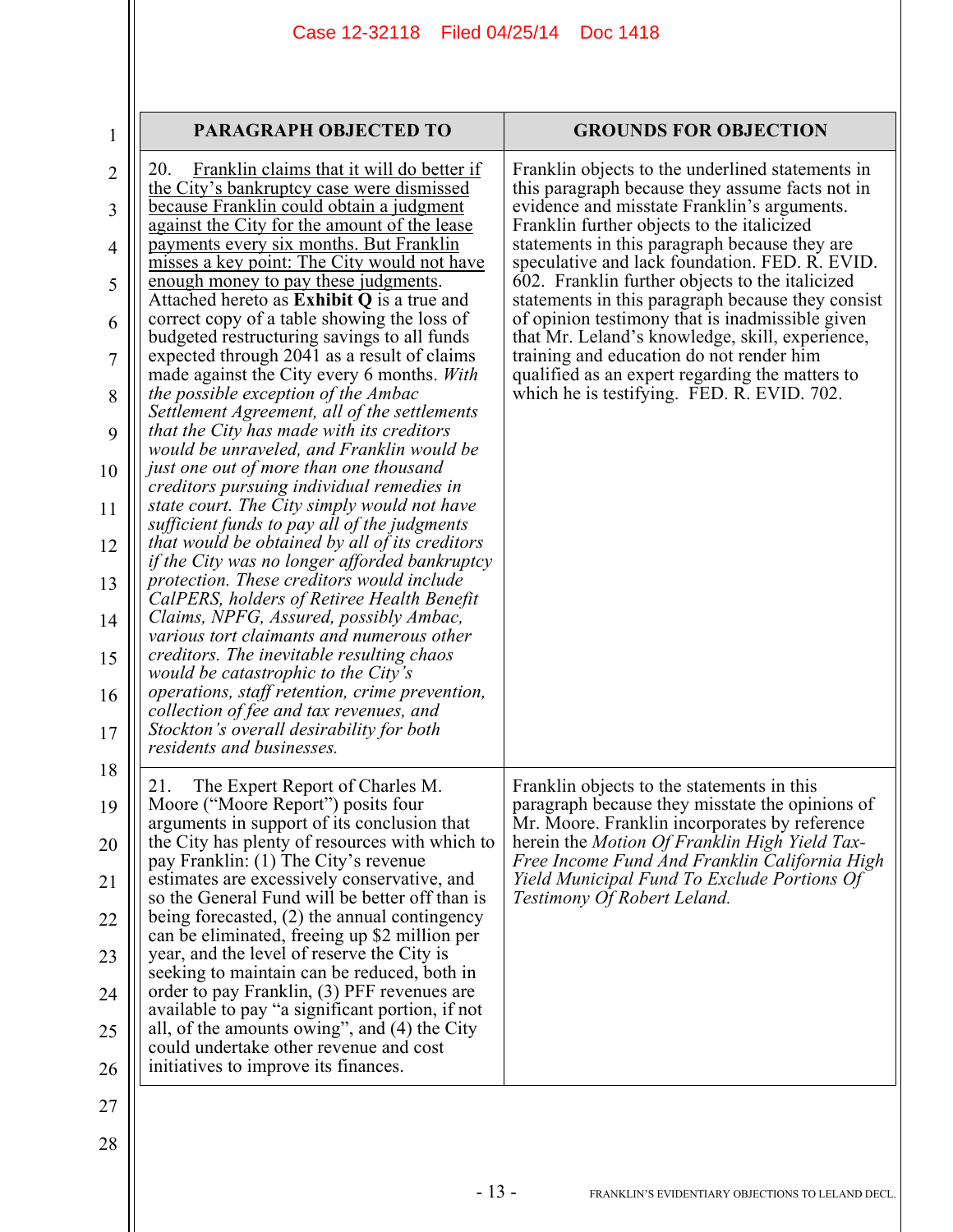| PARAGRAPH OBJECTED TO | GROUNDS FOR OBJECTION |
|---|---|
| 20. <u>Franklin claims that it will do better if the City's bankruptcy case were dismissed because Franklin could obtain a judgment against the City for the amount of the lease payments every six months. But Franklin misses a key point: The City would not have enough money to pay these judgments</u>. Attached hereto as **Exhibit Q** is a true and correct copy of a table showing the loss of budgeted restructuring savings to all funds expected through 2041 as a result of claims made against the City every 6 months. *With the possible exception of the Ambac Settlement Agreement, all of the settlements that the City has made with its creditors would be unraveled, and Franklin would be just one out of more than one thousand creditors pursuing individual remedies in state court. The City simply would not have sufficient funds to pay all of the judgments that would be obtained by all of its creditors if the City was no longer afforded bankruptcy protection. These creditors would include CalPERS, holders of Retiree Health Benefit Claims, NPFG, Assured, possibly Ambac, various tort claimants and numerous other creditors. The inevitable resulting chaos would be catastrophic to the City's operations, staff retention, crime prevention, collection of fee and tax revenues, and Stockton's overall desirability for both residents and businesses.* | Franklin objects to the underlined statements in this paragraph because they assume facts not in evidence and misstate Franklin's arguments. Franklin further objects to the italicized statements in this paragraph because they are speculative and lack foundation. FED. R. EVID. 602. Franklin further objects to the italicized statements in this paragraph because they consist of opinion testimony that is inadmissible given that Mr. Leland's knowledge, skill, experience, training and education do not render him qualified as an expert regarding the matters to which he is testifying. FED. R. EVID. 702. |
| 21. The Expert Report of Charles M. Moore ("Moore Report") posits four arguments in support of its conclusion that the City has plenty of resources with which to pay Franklin: (1) The City's revenue estimates are excessively conservative, and so the General Fund will be better off than is being forecasted, (2) the annual contingency can be eliminated, freeing up $2 million per year, and the level of reserve the City is seeking to maintain can be reduced, both in order to pay Franklin, (3) PFF revenues are available to pay "a significant portion, if not all, of the amounts owing", and (4) the City could undertake other revenue and cost initiatives to improve its finances. | Franklin objects to the statements in this paragraph because they misstate the opinions of Mr. Moore. Franklin incorporates by reference herein the *Motion Of Franklin High Yield Tax-Free Income Fund And Franklin California High Yield Municipal Fund To Exclude Portions Of Testimony Of Robert Leland.* |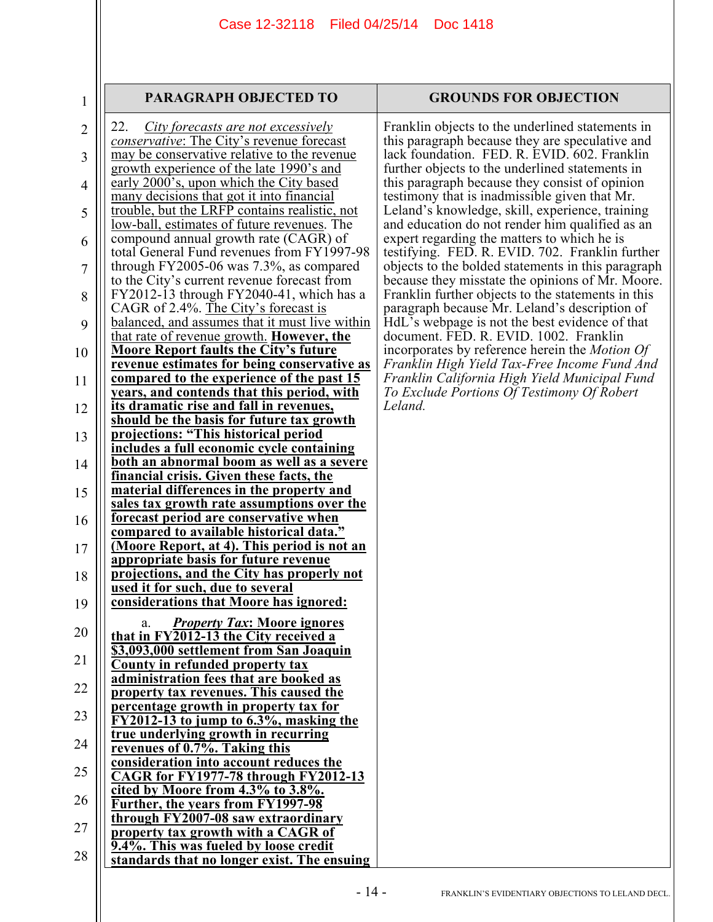| PARAGRAPH OBJECTED TO | GROUNDS FOR OBJECTION |
|---|---|
| 22. *City forecasts are not excessively conservative*: The City's revenue forecast may be conservative relative to the revenue growth experience of the late 1990's and early 2000's, upon which the City based many decisions that got it into financial trouble, but the LRFP contains realistic, not low-ball, estimates of future revenues. The compound annual growth rate (CAGR) of total General Fund revenues from FY1997-98 through FY2005-06 was 7.3%, as compared to the City's current revenue forecast from FY2012-13 through FY2040-41, which has a CAGR of 2.4%. The City's forecast is balanced, and assumes that it must live within that rate of revenue growth. **However, the Moore Report faults the City's future revenue estimates for being conservative as compared to the experience of the past 15 years, and contends that this period, with its dramatic rise and fall in revenues, should be the basis for future tax growth projections: "This historical period includes a full economic cycle containing both an abnormal boom as well as a severe financial crisis. Given these facts, the material differences in the property and sales tax growth rate assumptions over the forecast period are conservative when compared to available historical data." (Moore Report, at 4). This period is not an appropriate basis for future revenue projections, and the City has properly not used it for such, due to several considerations that Moore has ignored:**<br><br>a. ***Property Tax*: Moore ignores that in FY2012-13 the City received a $3,093,000 settlement from San Joaquin County in refunded property tax administration fees that are booked as property tax revenues. This caused the percentage growth in property tax for FY2012-13 to jump to 6.3%, masking the true underlying growth in recurring revenues of 0.7%. Taking this consideration into account reduces the CAGR for FY1977-78 through FY2012-13 cited by Moore from 4.3% to 3.8%. Further, the years from FY1997-98 through FY2007-08 saw extraordinary property tax growth with a CAGR of 9.4%. This was fueled by loose credit standards that no longer exist. The ensuing** | Franklin objects to the underlined statements in this paragraph because they are speculative and lack foundation. FED. R. EVID. 602. Franklin further objects to the underlined statements in this paragraph because they consist of opinion testimony that is inadmissible given that Mr. Leland's knowledge, skill, experience, training and education do not render him qualified as an expert regarding the matters to which he is testifying. FED. R. EVID. 702. Franklin further objects to the bolded statements in this paragraph because they misstate the opinions of Mr. Moore. Franklin further objects to the statements in this paragraph because Mr. Leland's description of HdL's webpage is not the best evidence of that document. FED. R. EVID. 1002. Franklin incorporates by reference herein the *Motion Of Franklin High Yield Tax-Free Income Fund And Franklin California High Yield Municipal Fund To Exclude Portions Of Testimony Of Robert Leland.* |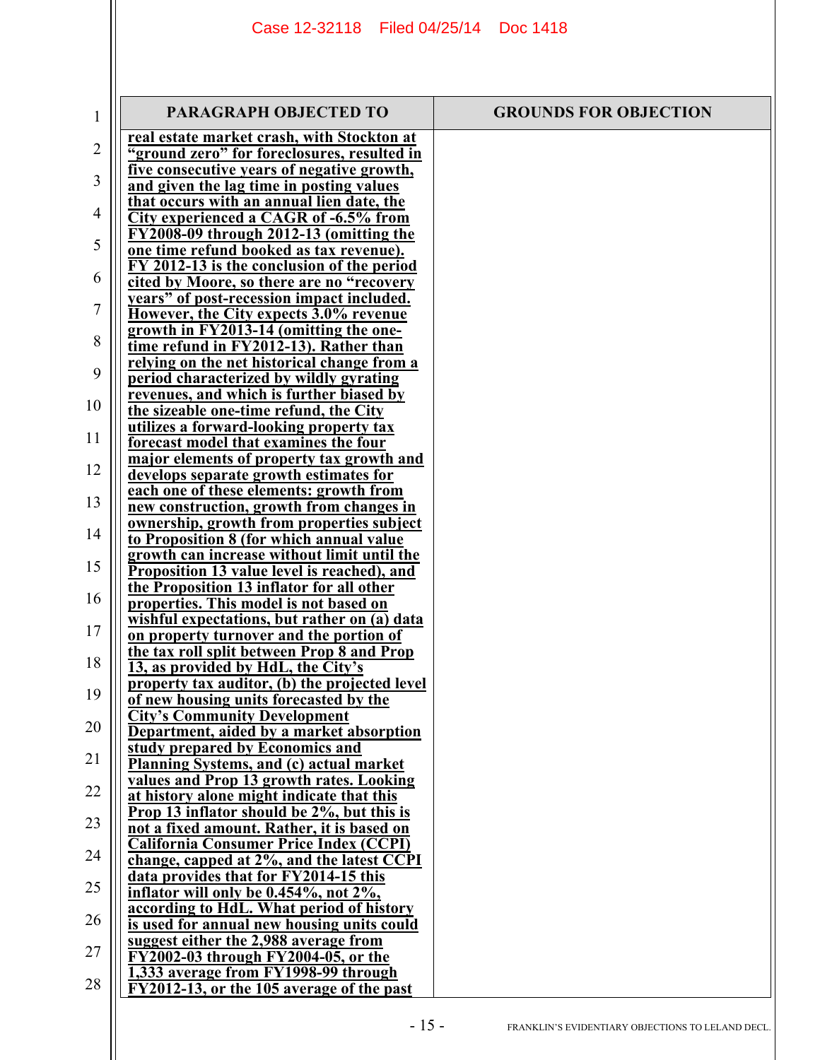| PARAGRAPH OBJECTED TO | GROUNDS FOR OBJECTION |
| --- | --- |
| **real estate market crash, with Stockton at "ground zero" for foreclosures, resulted in five consecutive years of negative growth, and given the lag time in posting values that occurs with an annual lien date, the City experienced a CAGR of -6.5% from FY2008-09 through 2012-13 (omitting the one time refund booked as tax revenue). FY 2012-13 is the conclusion of the period cited by Moore, so there are no "recovery years" of post-recession impact included. However, the City expects 3.0% revenue growth in FY2013-14 (omitting the one-time refund in FY2012-13). Rather than relying on the net historical change from a period characterized by wildly gyrating revenues, and which is further biased by the sizeable one-time refund, the City utilizes a forward-looking property tax forecast model that examines the four major elements of property tax growth and develops separate growth estimates for each one of these elements: growth from new construction, growth from changes in ownership, growth from properties subject to Proposition 8 (for which annual value growth can increase without limit until the Proposition 13 value level is reached), and the Proposition 13 inflator for all other properties. This model is not based on wishful expectations, but rather on (a) data on property turnover and the portion of the tax roll split between Prop 8 and Prop 13, as provided by HdL, the City's property tax auditor, (b) the projected level of new housing units forecasted by the City's Community Development Department, aided by a market absorption study prepared by Economics and Planning Systems, and (c) actual market values and Prop 13 growth rates. Looking at history alone might indicate that this Prop 13 inflator should be 2%, but this is not a fixed amount. Rather, it is based on California Consumer Price Index (CCPI) change, capped at 2%, and the latest CCPI data provides that for FY2014-15 this inflator will only be 0.454%, not 2%, according to HdL. What period of history is used for annual new housing units could suggest either the 2,988 average from FY2002-03 through FY2004-05, or the 1,333 average from FY1998-99 through FY2012-13, or the 105 average of the past** | |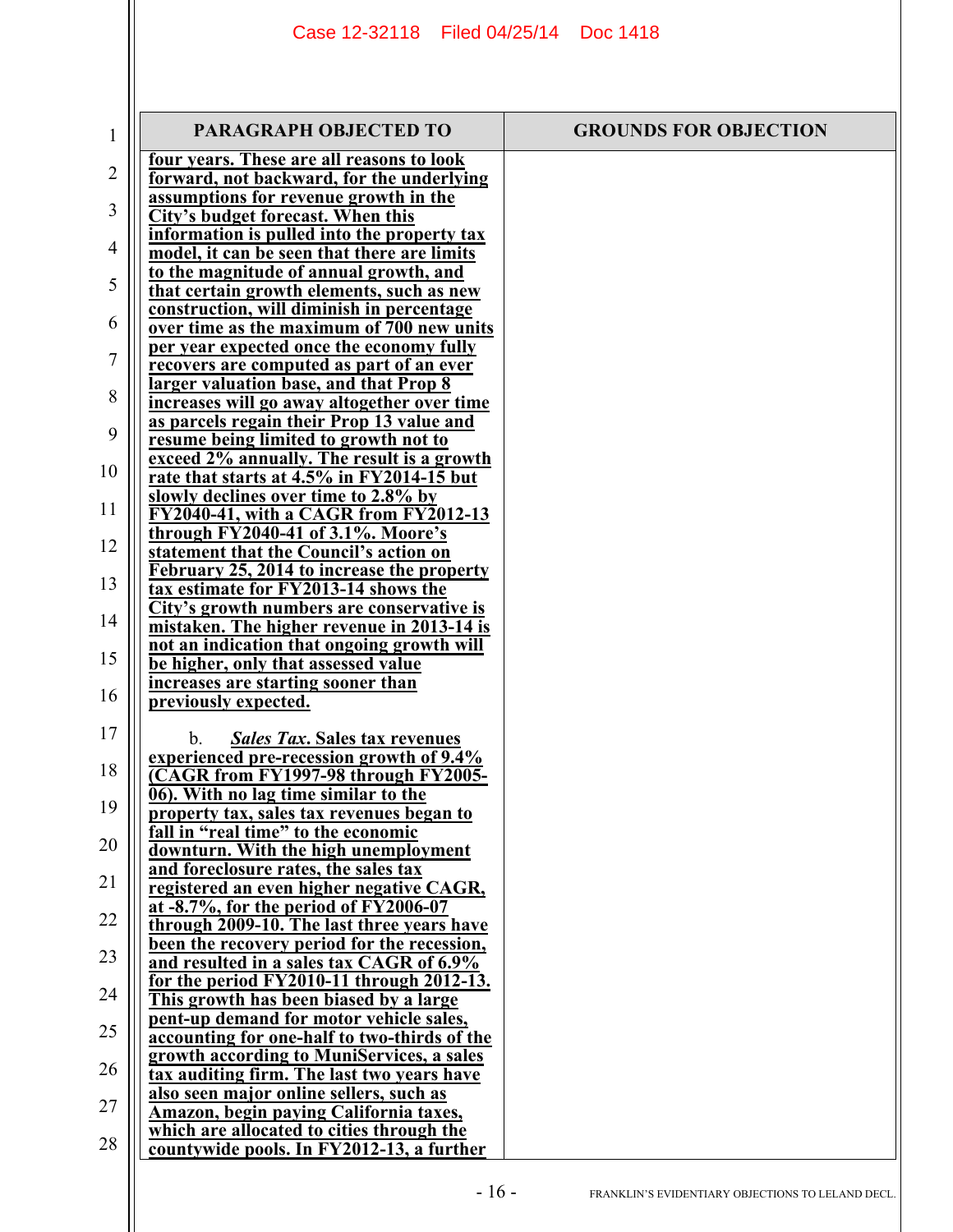| PARAGRAPH OBJECTED TO | GROUNDS FOR OBJECTION |
| --- | --- |
| **four years. These are all reasons to look forward, not backward, for the underlying assumptions for revenue growth in the City's budget forecast. When this information is pulled into the property tax model, it can be seen that there are limits to the magnitude of annual growth, and that certain growth elements, such as new construction, will diminish in percentage over time as the maximum of 700 new units per year expected once the economy fully recovers are computed as part of an ever larger valuation base, and that Prop 8 increases will go away altogether over time as parcels regain their Prop 13 value and resume being limited to growth not to exceed 2% annually. The result is a growth rate that starts at 4.5% in FY2014-15 but slowly declines over time to 2.8% by FY2040-41, with a CAGR from FY2012-13 through FY2040-41 of 3.1%. Moore's statement that the Council's action on February 25, 2014 to increase the property tax estimate for FY2013-14 shows the City's growth numbers are conservative is mistaken. The higher revenue in 2013-14 is not an indication that ongoing growth will be higher, only that assessed value increases are starting sooner than previously expected.**<br><br>b. ***Sales Tax*. Sales tax revenues experienced pre-recession growth of 9.4% (CAGR from FY1997-98 through FY2005-06). With no lag time similar to the property tax, sales tax revenues began to fall in "real time" to the economic downturn. With the high unemployment and foreclosure rates, the sales tax registered an even higher negative CAGR, at -8.7%, for the period of FY2006-07 through 2009-10. The last three years have been the recovery period for the recession, and resulted in a sales tax CAGR of 6.9% for the period FY2010-11 through 2012-13. This growth has been biased by a large pent-up demand for motor vehicle sales, accounting for one-half to two-thirds of the growth according to MuniServices, a sales tax auditing firm. The last two years have also seen major online sellers, such as Amazon, begin paying California taxes, which are allocated to cities through the countywide pools. In FY2012-13, a further** | |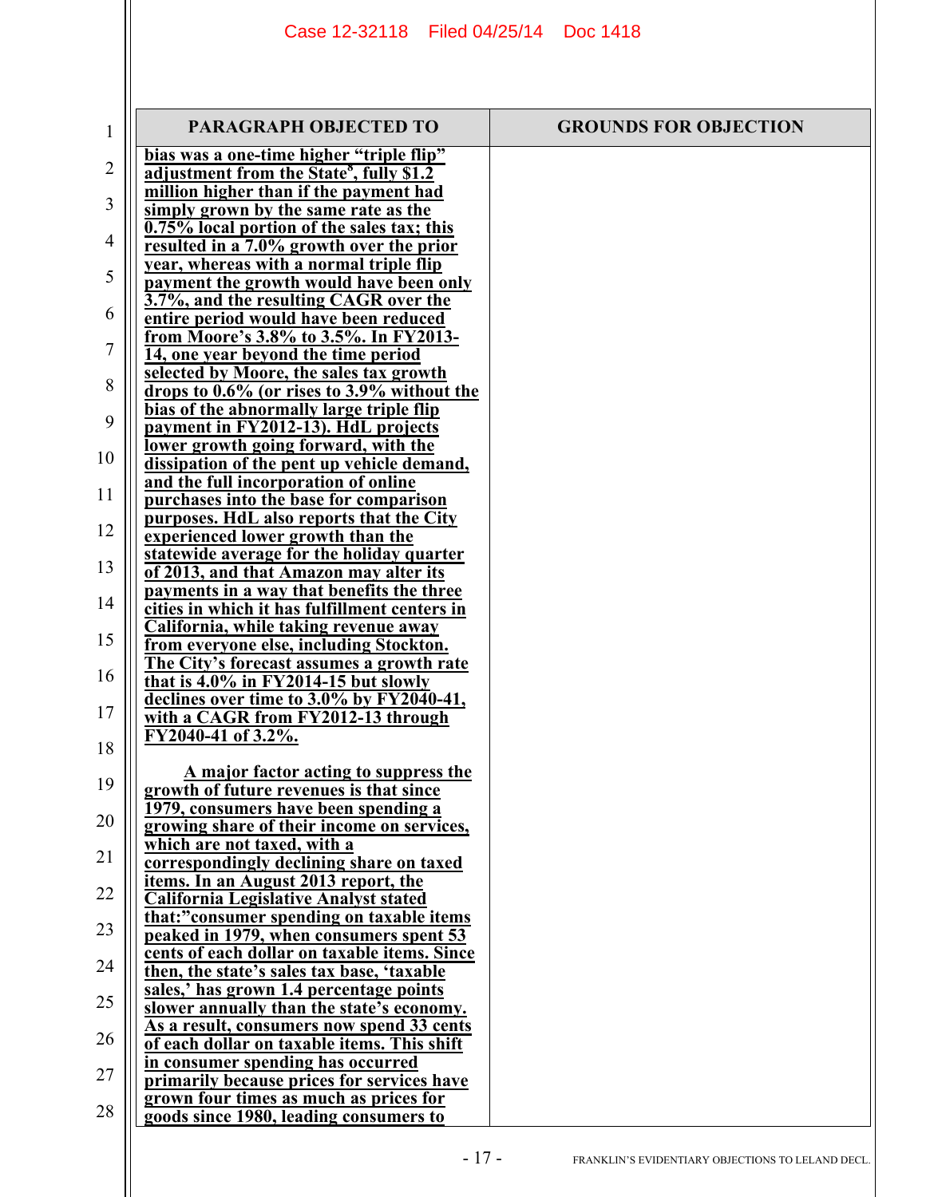| PARAGRAPH OBJECTED TO | GROUNDS FOR OBJECTION |
|---|---|
| <u>**bias was a one-time higher "triple flip" adjustment from the State[8], fully $1.2 million higher than if the payment had simply grown by the same rate as the 0.75% local portion of the sales tax; this resulted in a 7.0% growth over the prior year, whereas with a normal triple flip payment the growth would have been only 3.7%, and the resulting CAGR over the entire period would have been reduced from Moore's 3.8% to 3.5%. In FY2013-14, one year beyond the time period selected by Moore, the sales tax growth drops to 0.6% (or rises to 3.9% without the bias of the abnormally large triple flip payment in FY2012-13). HdL projects lower growth going forward, with the dissipation of the pent up vehicle demand, and the full incorporation of online purchases into the base for comparison purposes. HdL also reports that the City experienced lower growth than the statewide average for the holiday quarter of 2013, and that Amazon may alter its payments in a way that benefits the three cities in which it has fulfillment centers in California, while taking revenue away from everyone else, including Stockton. The City's forecast assumes a growth rate that is 4.0% in FY2014-15 but slowly declines over time to 3.0% by FY2040-41, with a CAGR from FY2012-13 through FY2040-41 of 3.2%.**</u><br><br><u>**A major factor acting to suppress the growth of future revenues is that since 1979, consumers have been spending a growing share of their income on services, which are not taxed, with a correspondingly declining share on taxed items. In an August 2013 report, the California Legislative Analyst stated that:"consumer spending on taxable items peaked in 1979, when consumers spent 53 cents of each dollar on taxable items. Since then, the state's sales tax base, 'taxable sales,' has grown 1.4 percentage points slower annually than the state's economy. As a result, consumers now spend 33 cents of each dollar on taxable items. This shift in consumer spending has occurred primarily because prices for services have grown four times as much as prices for goods since 1980, leading consumers to**</u> | |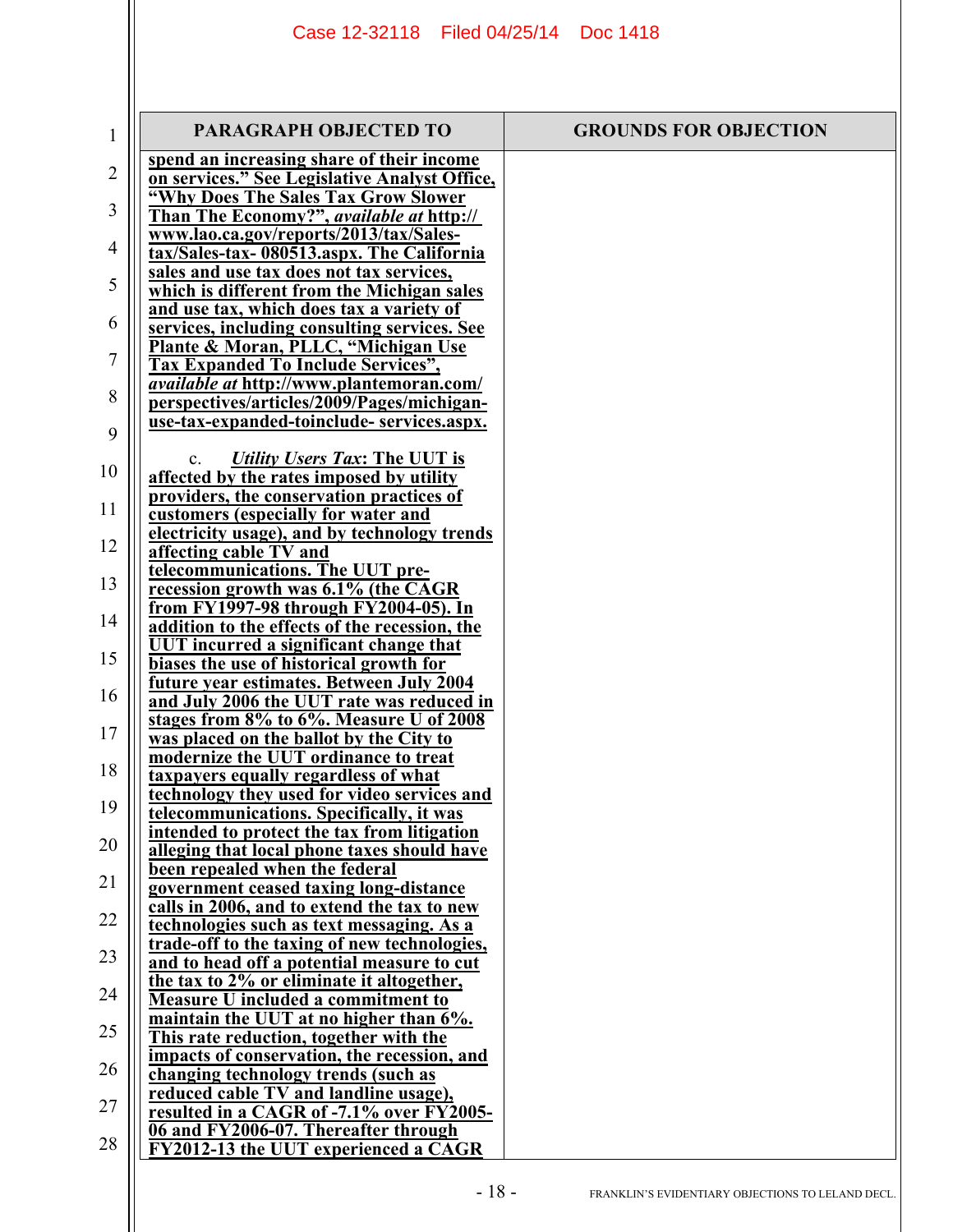| PARAGRAPH OBJECTED TO | GROUNDS FOR OBJECTION |
|---|---|
| **spend an increasing share of their income on services." See Legislative Analyst Office, "Why Does The Sales Tax Grow Slower Than The Economy?", *available at* http:// www.lao.ca.gov/reports/2013/tax/Sales-tax/Sales-tax- 080513.aspx. The California sales and use tax does not tax services, which is different from the Michigan sales and use tax, which does tax a variety of services, including consulting services. See Plante & Moran, PLLC, "Michigan Use Tax Expanded To Include Services", *available at* http://www.plantemoran.com/ perspectives/articles/2009/Pages/michigan-use-tax-expanded-toinclude- services.aspx.**<br><br>c. ***Utility Users Tax*: The UUT is affected by the rates imposed by utility providers, the conservation practices of customers (especially for water and electricity usage), and by technology trends affecting cable TV and telecommunications. The UUT pre-recession growth was 6.1% (the CAGR from FY1997-98 through FY2004-05). In addition to the effects of the recession, the UUT incurred a significant change that biases the use of historical growth for future year estimates. Between July 2004 and July 2006 the UUT rate was reduced in stages from 8% to 6%. Measure U of 2008 was placed on the ballot by the City to modernize the UUT ordinance to treat taxpayers equally regardless of what technology they used for video services and telecommunications. Specifically, it was intended to protect the tax from litigation alleging that local phone taxes should have been repealed when the federal government ceased taxing long-distance calls in 2006, and to extend the tax to new technologies such as text messaging. As a trade-off to the taxing of new technologies, and to head off a potential measure to cut the tax to 2% or eliminate it altogether, Measure U included a commitment to maintain the UUT at no higher than 6%. This rate reduction, together with the impacts of conservation, the recession, and changing technology trends (such as reduced cable TV and landline usage), resulted in a CAGR of -7.1% over FY2005-06 and FY2006-07. Thereafter through FY2012-13 the UUT experienced a CAGR** | |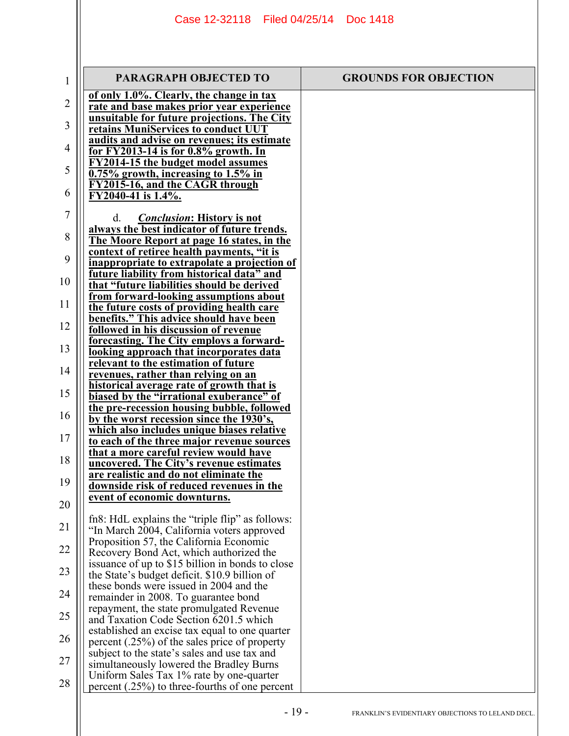| PARAGRAPH OBJECTED TO | GROUNDS FOR OBJECTION |
|---|---|
| **of only 1.0%. Clearly, the change in tax rate and base makes prior year experience unsuitable for future projections. The City retains MuniServices to conduct UUT audits and advise on revenues; its estimate for FY2013-14 is for 0.8% growth. In FY2014-15 the budget model assumes 0.75% growth, increasing to 1.5% in FY2015-16, and the CAGR through FY2040-41 is 1.4%.**<br><br>d. ***Conclusion*: History is not always the best indicator of future trends. The Moore Report at page 16 states, in the context of retiree health payments, "it is inappropriate to extrapolate a projection of future liability from historical data" and that "future liabilities should be derived from forward-looking assumptions about the future costs of providing health care benefits." This advice should have been followed in his discussion of revenue forecasting. The City employs a forward-looking approach that incorporates data relevant to the estimation of future revenues, rather than relying on an historical average rate of growth that is biased by the "irrational exuberance" of the pre-recession housing bubble, followed by the worst recession since the 1930's, which also includes unique biases relative to each of the three major revenue sources that a more careful review would have uncovered. The City's revenue estimates are realistic and do not eliminate the downside risk of reduced revenues in the event of economic downturns.**<br><br>fn8: HdL explains the "triple flip" as follows: "In March 2004, California voters approved Proposition 57, the California Economic Recovery Bond Act, which authorized the issuance of up to $15 billion in bonds to close the State's budget deficit. $10.9 billion of these bonds were issued in 2004 and the remainder in 2008. To guarantee bond repayment, the state promulgated Revenue and Taxation Code Section 6201.5 which established an excise tax equal to one quarter percent (.25%) of the sales price of property subject to the state's sales and use tax and simultaneously lowered the Bradley Burns Uniform Sales Tax 1% rate by one-quarter percent (.25%) to three-fourths of one percent | |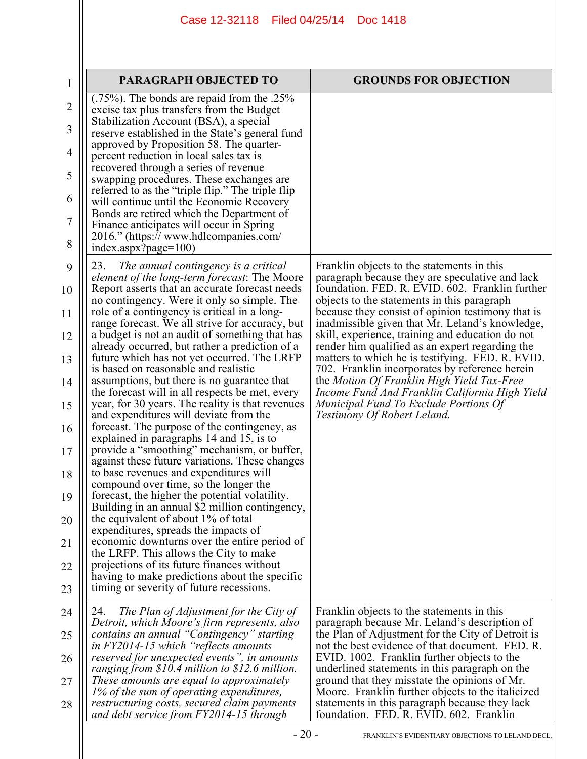| PARAGRAPH OBJECTED TO | GROUNDS FOR OBJECTION |
|---|---|
| (.75%). The bonds are repaid from the .25% excise tax plus transfers from the Budget Stabilization Account (BSA), a special reserve established in the State's general fund approved by Proposition 58. The quarter-percent reduction in local sales tax is recovered through a series of revenue swapping procedures. These exchanges are referred to as the "triple flip." The triple flip will continue until the Economic Recovery Bonds are retired which the Department of Finance anticipates will occur in Spring 2016." (https:// www.hdlcompanies.com/ index.aspx?page=100) | |
| 23. *The annual contingency is a critical element of the long-term forecast*: The Moore Report asserts that an accurate forecast needs no contingency. Were it only so simple. The role of a contingency is critical in a long-range forecast. We all strive for accuracy, but a budget is not an audit of something that has already occurred, but rather a prediction of a future which has not yet occurred. The LRFP is based on reasonable and realistic assumptions, but there is no guarantee that the forecast will in all respects be met, every year, for 30 years. The reality is that revenues and expenditures will deviate from the forecast. The purpose of the contingency, as explained in paragraphs 14 and 15, is to provide a "smoothing" mechanism, or buffer, against these future variations. These changes to base revenues and expenditures will compound over time, so the longer the forecast, the higher the potential volatility. Building in an annual $2 million contingency, the equivalent of about 1% of total expenditures, spreads the impacts of economic downturns over the entire period of the LRFP. This allows the City to make projections of its future finances without having to make predictions about the specific timing or severity of future recessions. | Franklin objects to the statements in this paragraph because they are speculative and lack foundation. FED. R. EVID. 602. Franklin further objects to the statements in this paragraph because they consist of opinion testimony that is inadmissible given that Mr. Leland's knowledge, skill, experience, training and education do not render him qualified as an expert regarding the matters to which he is testifying. FED. R. EVID. 702. Franklin incorporates by reference herein the *Motion Of Franklin High Yield Tax-Free Income Fund And Franklin California High Yield Municipal Fund To Exclude Portions Of Testimony Of Robert Leland.* |
| 24. *The Plan of Adjustment for the City of Detroit, which Moore's firm represents, also contains an annual "Contingency" starting in FY2014-15 which "reflects amounts reserved for unexpected events", in amounts ranging from $10.4 million to $12.6 million. These amounts are equal to approximately 1% of the sum of operating expenditures, restructuring costs, secured claim payments and debt service from FY2014-15 through* | Franklin objects to the statements in this paragraph because Mr. Leland's description of the Plan of Adjustment for the City of Detroit is not the best evidence of that document. FED. R. EVID. 1002. Franklin further objects to the underlined statements in this paragraph on the ground that they misstate the opinions of Mr. Moore. Franklin further objects to the italicized statements in this paragraph because they lack foundation. FED. R. EVID. 602. Franklin |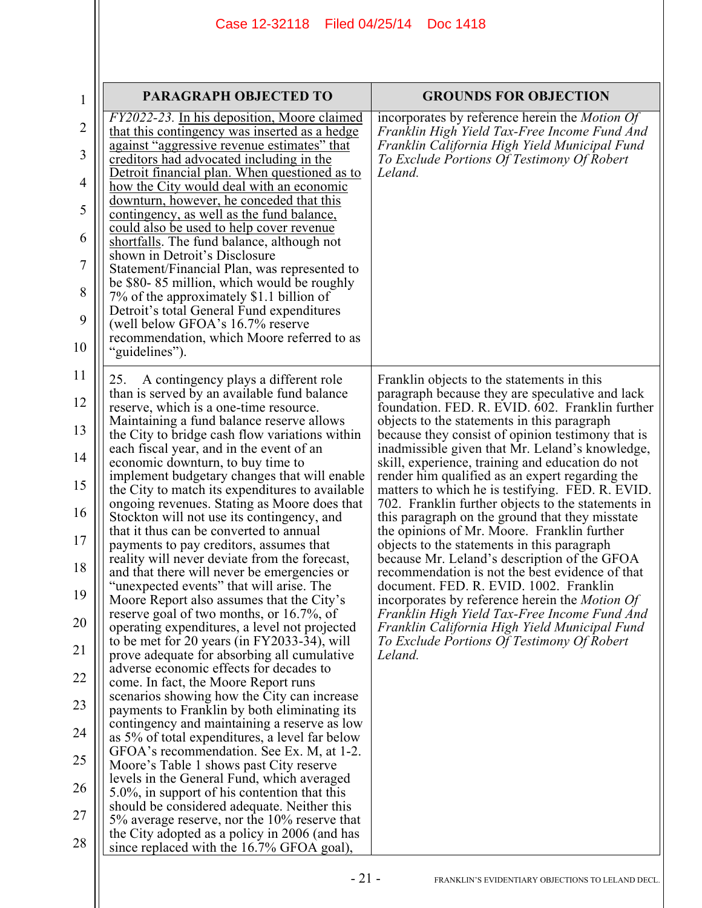| PARAGRAPH OBJECTED TO | GROUNDS FOR OBJECTION |
|---|---|
| *FY2022-23.* In his deposition, Moore claimed that this contingency was inserted as a hedge against "aggressive revenue estimates" that creditors had advocated including in the Detroit financial plan. When questioned as to how the City would deal with an economic downturn, however, he conceded that this contingency, as well as the fund balance, could also be used to help cover revenue shortfalls. The fund balance, although not shown in Detroit's Disclosure Statement/Financial Plan, was represented to be \$80- 85 million, which would be roughly 7% of the approximately \$1.1 billion of Detroit's total General Fund expenditures (well below GFOA's 16.7% reserve recommendation, which Moore referred to as "guidelines"). | incorporates by reference herein the *Motion Of Franklin High Yield Tax-Free Income Fund And Franklin California High Yield Municipal Fund To Exclude Portions Of Testimony Of Robert Leland.* |
| 25. A contingency plays a different role than is served by an available fund balance reserve, which is a one-time resource. Maintaining a fund balance reserve allows the City to bridge cash flow variations within each fiscal year, and in the event of an economic downturn, to buy time to implement budgetary changes that will enable the City to match its expenditures to available ongoing revenues. Stating as Moore does that Stockton will not use its contingency, and that it thus can be converted to annual payments to pay creditors, assumes that reality will never deviate from the forecast, and that there will never be emergencies or "unexpected events" that will arise. The Moore Report also assumes that the City's reserve goal of two months, or 16.7%, of operating expenditures, a level not projected to be met for 20 years (in FY2033-34), will prove adequate for absorbing all cumulative adverse economic effects for decades to come. In fact, the Moore Report runs scenarios showing how the City can increase payments to Franklin by both eliminating its contingency and maintaining a reserve as low as 5% of total expenditures, a level far below GFOA's recommendation. See Ex. M, at 1-2. Moore's Table 1 shows past City reserve levels in the General Fund, which averaged 5.0%, in support of his contention that this should be considered adequate. Neither this 5% average reserve, nor the 10% reserve that the City adopted as a policy in 2006 (and has since replaced with the 16.7% GFOA goal), | Franklin objects to the statements in this paragraph because they are speculative and lack foundation. FED. R. EVID. 602. Franklin further objects to the statements in this paragraph because they consist of opinion testimony that is inadmissible given that Mr. Leland's knowledge, skill, experience, training and education do not render him qualified as an expert regarding the matters to which he is testifying. FED. R. EVID. 702. Franklin further objects to the statements in this paragraph on the ground that they misstate the opinions of Mr. Moore. Franklin further objects to the statements in this paragraph because Mr. Leland's description of the GFOA recommendation is not the best evidence of that document. FED. R. EVID. 1002. Franklin incorporates by reference herein the *Motion Of Franklin High Yield Tax-Free Income Fund And Franklin California High Yield Municipal Fund To Exclude Portions Of Testimony Of Robert Leland.* |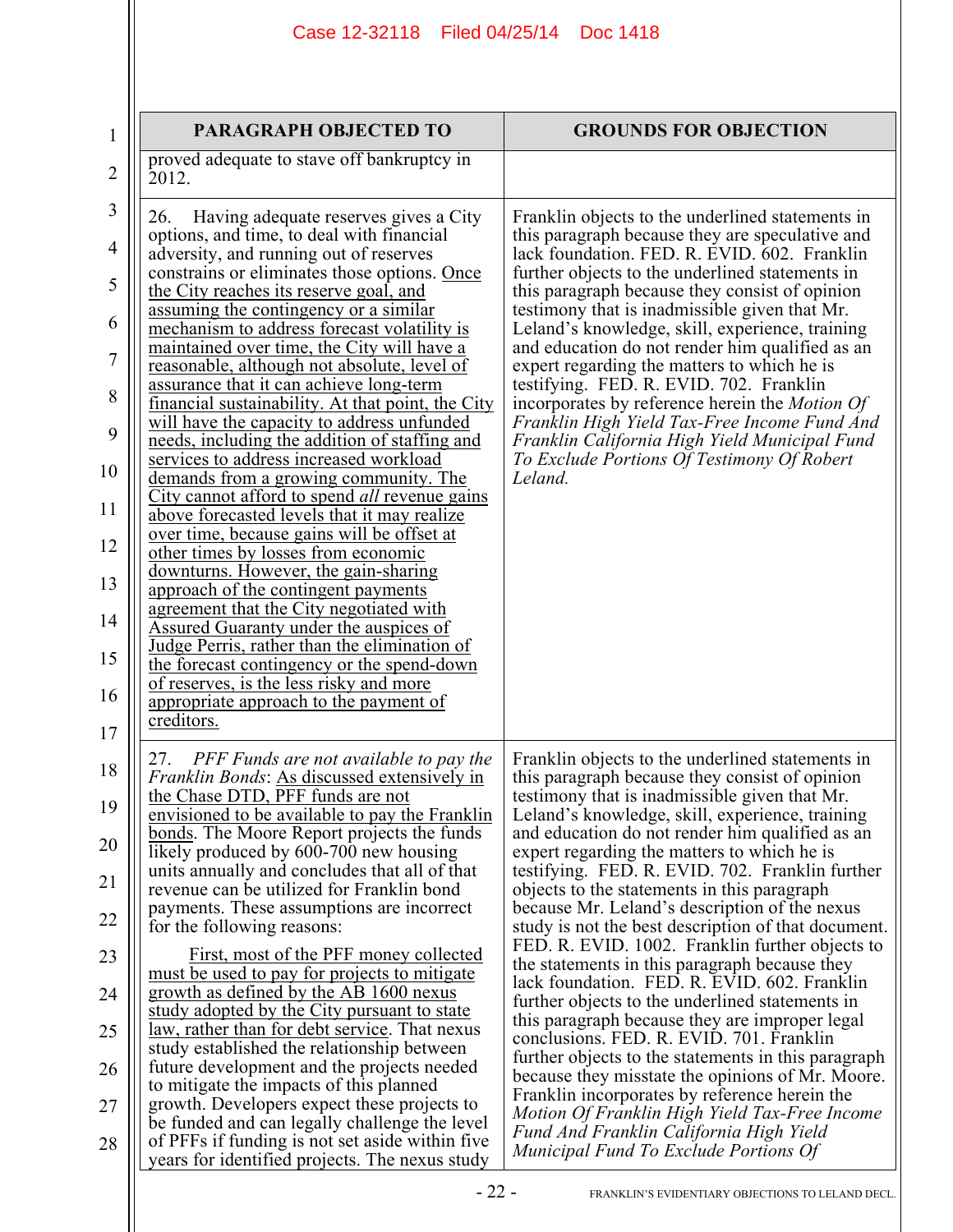| PARAGRAPH OBJECTED TO | GROUNDS FOR OBJECTION |
|---|---|
| proved adequate to stave off bankruptcy in 2012. | |
| 26. Having adequate reserves gives a City options, and time, to deal with financial adversity, and running out of reserves constrains or eliminates those options. <u>Once the City reaches its reserve goal, and assuming the contingency or a similar mechanism to address forecast volatility is maintained over time, the City will have a reasonable, although not absolute, level of assurance that it can achieve long-term financial sustainability. At that point, the City will have the capacity to address unfunded needs, including the addition of staffing and services to address increased workload demands from a growing community. The City cannot afford to spend *all* revenue gains above forecasted levels that it may realize over time, because gains will be offset at other times by losses from economic downturns. However, the gain-sharing approach of the contingent payments agreement that the City negotiated with Assured Guaranty under the auspices of Judge Perris, rather than the elimination of the forecast contingency or the spend-down of reserves, is the less risky and more appropriate approach to the payment of creditors.</u> | Franklin objects to the underlined statements in this paragraph because they are speculative and lack foundation. FED. R. EVID. 602. Franklin further objects to the underlined statements in this paragraph because they consist of opinion testimony that is inadmissible given that Mr. Leland's knowledge, skill, experience, training and education do not render him qualified as an expert regarding the matters to which he is testifying. FED. R. EVID. 702. Franklin incorporates by reference herein the *Motion Of Franklin High Yield Tax-Free Income Fund And Franklin California High Yield Municipal Fund To Exclude Portions Of Testimony Of Robert Leland.* |
| 27. *PFF Funds are not available to pay the Franklin Bonds*: <u>As discussed extensively in the Chase DTD, PFF funds are not envisioned to be available to pay the Franklin bonds</u>. The Moore Report projects the funds likely produced by 600-700 new housing units annually and concludes that all of that revenue can be utilized for Franklin bond payments. These assumptions are incorrect for the following reasons:<br><br><u>First, most of the PFF money collected must be used to pay for projects to mitigate growth as defined by the AB 1600 nexus study adopted by the City pursuant to state law, rather than for debt service</u>. That nexus study established the relationship between future development and the projects needed to mitigate the impacts of this planned growth. Developers expect these projects to be funded and can legally challenge the level of PFFs if funding is not set aside within five years for identified projects. The nexus study | Franklin objects to the underlined statements in this paragraph because they consist of opinion testimony that is inadmissible given that Mr. Leland's knowledge, skill, experience, training and education do not render him qualified as an expert regarding the matters to which he is testifying. FED. R. EVID. 702. Franklin further objects to the statements in this paragraph because Mr. Leland's description of the nexus study is not the best description of that document. FED. R. EVID. 1002. Franklin further objects to the statements in this paragraph because they lack foundation. FED. R. EVID. 602. Franklin further objects to the underlined statements in this paragraph because they are improper legal conclusions. FED. R. EVID. 701. Franklin further objects to the statements in this paragraph because they misstate the opinions of Mr. Moore. Franklin incorporates by reference herein the *Motion Of Franklin High Yield Tax-Free Income Fund And Franklin California High Yield Municipal Fund To Exclude Portions Of* |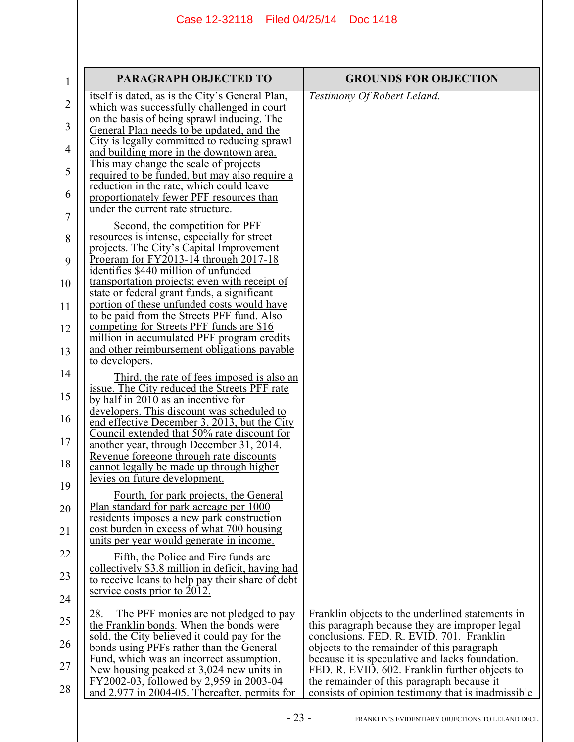| PARAGRAPH OBJECTED TO | GROUNDS FOR OBJECTION |
|---|---|
| itself is dated, as is the City's General Plan, which was successfully challenged in court on the basis of being sprawl inducing. The General Plan needs to be updated, and the City is legally committed to reducing sprawl and building more in the downtown area. This may change the scale of projects required to be funded, but may also require a reduction in the rate, which could leave proportionately fewer PFF resources than under the current rate structure.<br><br>Second, the competition for PFF resources is intense, especially for street projects. The City's Capital Improvement Program for FY2013-14 through 2017-18 identifies $440 million of unfunded transportation projects; even with receipt of state or federal grant funds, a significant portion of these unfunded costs would have to be paid from the Streets PFF fund. Also competing for Streets PFF funds are $16 million in accumulated PFF program credits and other reimbursement obligations payable to developers.<br><br>Third, the rate of fees imposed is also an issue. The City reduced the Streets PFF rate by half in 2010 as an incentive for developers. This discount was scheduled to end effective December 3, 2013, but the City Council extended that 50% rate discount for another year, through December 31, 2014. Revenue foregone through rate discounts cannot legally be made up through higher levies on future development.<br><br>Fourth, for park projects, the General Plan standard for park acreage per 1000 residents imposes a new park construction cost burden in excess of what 700 housing units per year would generate in income.<br><br>Fifth, the Police and Fire funds are collectively $3.8 million in deficit, having had to receive loans to help pay their share of debt service costs prior to 2012. | *Testimony Of Robert Leland.* |
| 28. The PFF monies are not pledged to pay the Franklin bonds. When the bonds were sold, the City believed it could pay for the bonds using PFFs rather than the General Fund, which was an incorrect assumption. New housing peaked at 3,024 new units in FY2002-03, followed by 2,959 in 2003-04 and 2,977 in 2004-05. Thereafter, permits for | Franklin objects to the underlined statements in this paragraph because they are improper legal conclusions. FED. R. EVID. 701. Franklin objects to the remainder of this paragraph because it is speculative and lacks foundation. FED. R. EVID. 602. Franklin further objects to the remainder of this paragraph because it consists of opinion testimony that is inadmissible |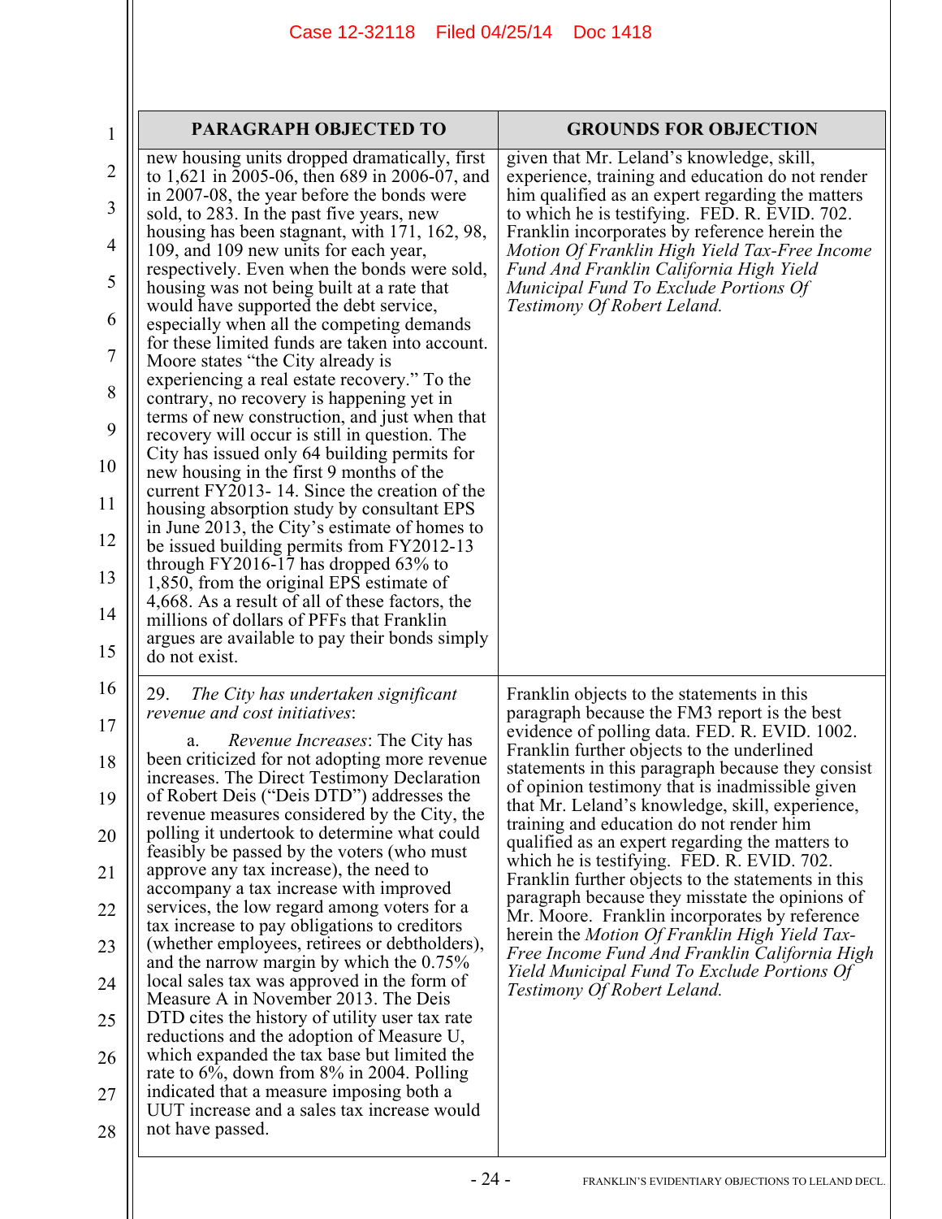| PARAGRAPH OBJECTED TO | GROUNDS FOR OBJECTION |
|---|---|
| new housing units dropped dramatically, first to 1,621 in 2005-06, then 689 in 2006-07, and in 2007-08, the year before the bonds were sold, to 283. In the past five years, new housing has been stagnant, with 171, 162, 98, 109, and 109 new units for each year, respectively. Even when the bonds were sold, housing was not being built at a rate that would have supported the debt service, especially when all the competing demands for these limited funds are taken into account. Moore states "the City already is experiencing a real estate recovery." To the contrary, no recovery is happening yet in terms of new construction, and just when that recovery will occur is still in question. The City has issued only 64 building permits for new housing in the first 9 months of the current FY2013- 14. Since the creation of the housing absorption study by consultant EPS in June 2013, the City's estimate of homes to be issued building permits from FY2012-13 through FY2016-17 has dropped 63% to 1,850, from the original EPS estimate of 4,668. As a result of all of these factors, the millions of dollars of PFFs that Franklin argues are available to pay their bonds simply do not exist. | given that Mr. Leland's knowledge, skill, experience, training and education do not render him qualified as an expert regarding the matters to which he is testifying. FED. R. EVID. 702. Franklin incorporates by reference herein the *Motion Of Franklin High Yield Tax-Free Income Fund And Franklin California High Yield Municipal Fund To Exclude Portions Of Testimony Of Robert Leland.* |
| 29. *The City has undertaken significant revenue and cost initiatives*:<br><br>a. *Revenue Increases*: The City has been criticized for not adopting more revenue increases. The Direct Testimony Declaration of Robert Deis ("Deis DTD") addresses the revenue measures considered by the City, the polling it undertook to determine what could feasibly be passed by the voters (who must approve any tax increase), the need to accompany a tax increase with improved services, the low regard among voters for a tax increase to pay obligations to creditors (whether employees, retirees or debtholders), and the narrow margin by which the 0.75% local sales tax was approved in the form of Measure A in November 2013. The Deis DTD cites the history of utility user tax rate reductions and the adoption of Measure U, which expanded the tax base but limited the rate to 6%, down from 8% in 2004. Polling indicated that a measure imposing both a UUT increase and a sales tax increase would not have passed. | Franklin objects to the statements in this paragraph because the FM3 report is the best evidence of polling data. FED. R. EVID. 1002. Franklin further objects to the underlined statements in this paragraph because they consist of opinion testimony that is inadmissible given that Mr. Leland's knowledge, skill, experience, training and education do not render him qualified as an expert regarding the matters to which he is testifying. FED. R. EVID. 702. Franklin further objects to the statements in this paragraph because they misstate the opinions of Mr. Moore. Franklin incorporates by reference herein the *Motion Of Franklin High Yield Tax-Free Income Fund And Franklin California High Yield Municipal Fund To Exclude Portions Of Testimony Of Robert Leland.* |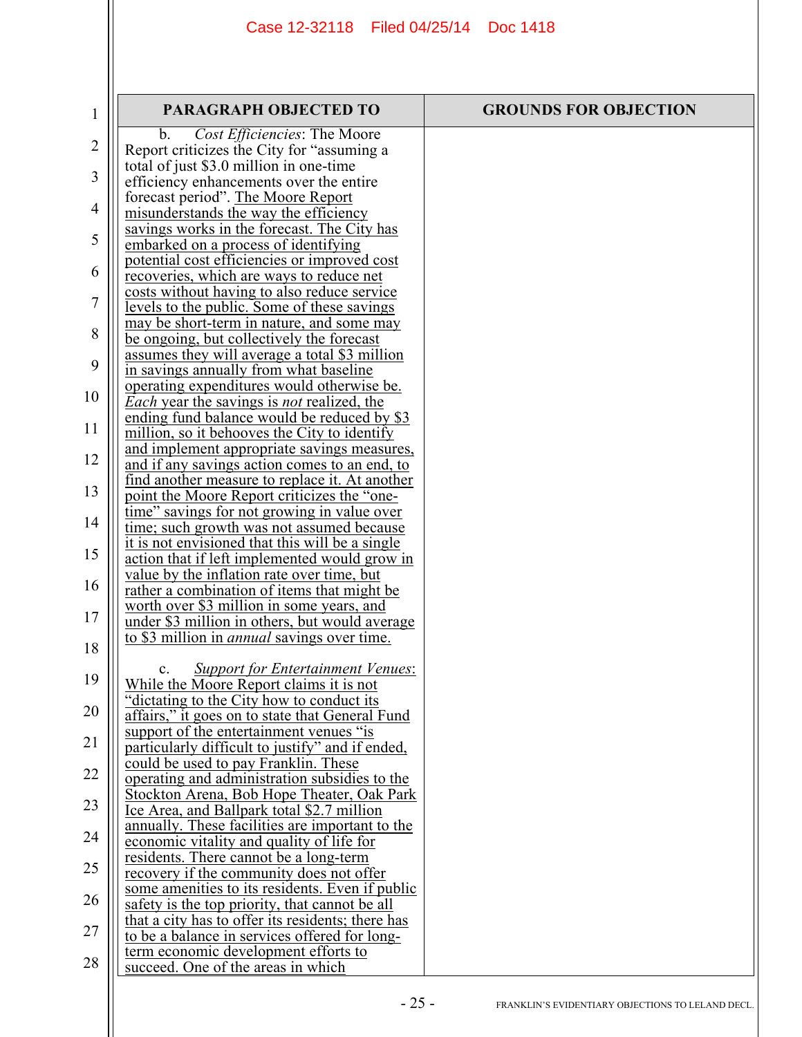| PARAGRAPH OBJECTED TO | GROUNDS FOR OBJECTION |
|---|---|
| b. *Cost Efficiencies*: The Moore Report criticizes the City for "assuming a total of just $3.0 million in one-time efficiency enhancements over the entire forecast period". The Moore Report misunderstands the way the efficiency savings works in the forecast. The City has embarked on a process of identifying potential cost efficiencies or improved cost recoveries, which are ways to reduce net costs without having to also reduce service levels to the public. Some of these savings may be short-term in nature, and some may be ongoing, but collectively the forecast assumes they will average a total $3 million in savings annually from what baseline operating expenditures would otherwise be. *Each* year the savings is *not* realized, the ending fund balance would be reduced by $3 million, so it behooves the City to identify and implement appropriate savings measures, and if any savings action comes to an end, to find another measure to replace it. At another point the Moore Report criticizes the "one-time" savings for not growing in value over time; such growth was not assumed because it is not envisioned that this will be a single action that if left implemented would grow in value by the inflation rate over time, but rather a combination of items that might be worth over $3 million in some years, and under $3 million in others, but would average to $3 million in *annual* savings over time.<br><br>c. *Support for Entertainment Venues*: While the Moore Report claims it is not "dictating to the City how to conduct its affairs," it goes on to state that General Fund support of the entertainment venues "is particularly difficult to justify" and if ended, could be used to pay Franklin. These operating and administration subsidies to the Stockton Arena, Bob Hope Theater, Oak Park Ice Area, and Ballpark total $2.7 million annually. These facilities are important to the economic vitality and quality of life for residents. There cannot be a long-term recovery if the community does not offer some amenities to its residents. Even if public safety is the top priority, that cannot be all that a city has to offer its residents; there has to be a balance in services offered for long-term economic development efforts to succeed. One of the areas in which | |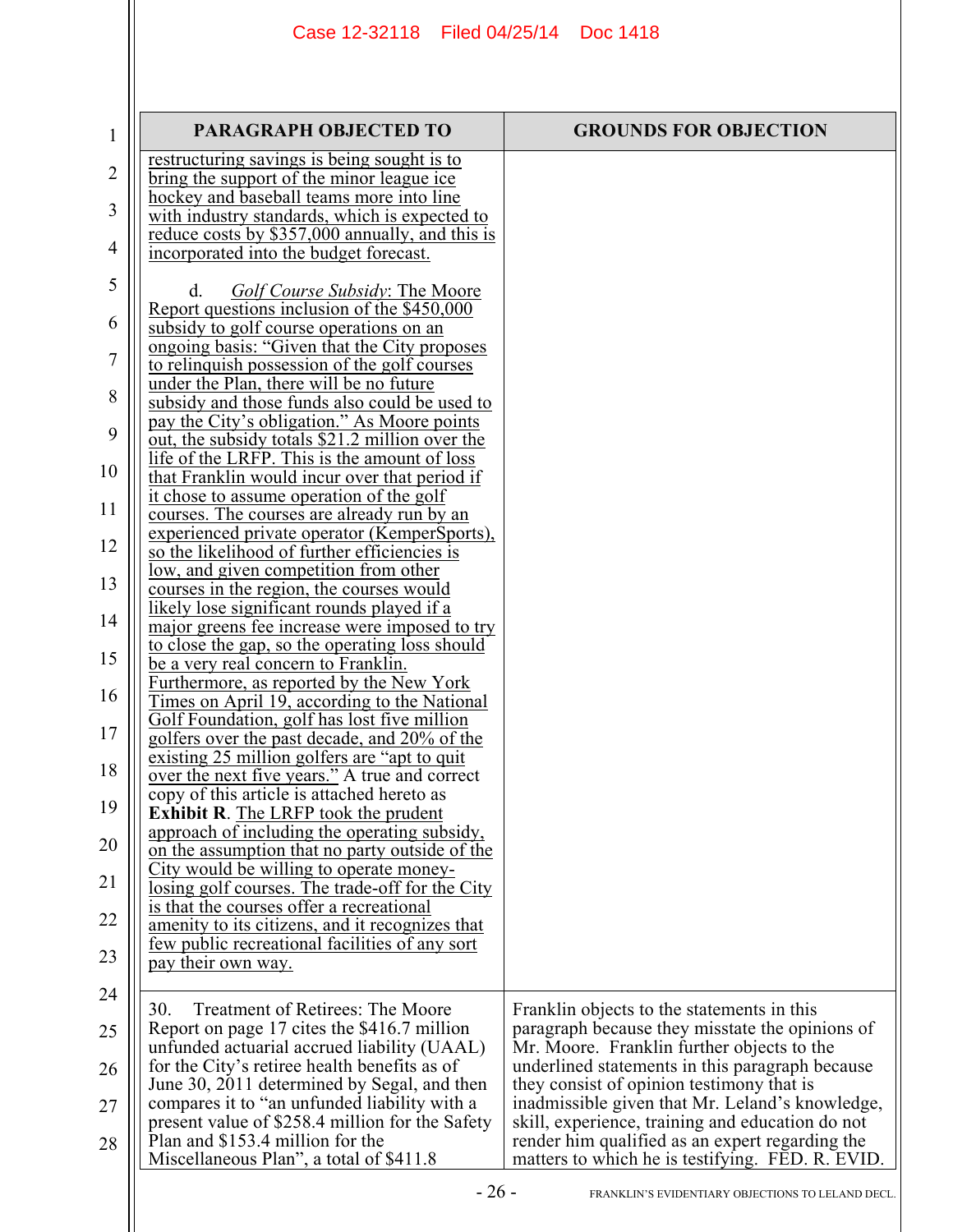| PARAGRAPH OBJECTED TO | GROUNDS FOR OBJECTION |
|---|---|
| restructuring savings is being sought is to bring the support of the minor league ice hockey and baseball teams more into line with industry standards, which is expected to reduce costs by $357,000 annually, and this is incorporated into the budget forecast.<br><br>d. *Golf Course Subsidy*: The Moore Report questions inclusion of the $450,000 subsidy to golf course operations on an ongoing basis: "Given that the City proposes to relinquish possession of the golf courses under the Plan, there will be no future subsidy and those funds also could be used to pay the City's obligation." As Moore points out, the subsidy totals $21.2 million over the life of the LRFP. This is the amount of loss that Franklin would incur over that period if it chose to assume operation of the golf courses. The courses are already run by an experienced private operator (KemperSports), so the likelihood of further efficiencies is low, and given competition from other courses in the region, the courses would likely lose significant rounds played if a major greens fee increase were imposed to try to close the gap, so the operating loss should be a very real concern to Franklin. Furthermore, as reported by the New York Times on April 19, according to the National Golf Foundation, golf has lost five million golfers over the past decade, and 20% of the existing 25 million golfers are "apt to quit over the next five years." A true and correct copy of this article is attached hereto as **Exhibit R**. The LRFP took the prudent approach of including the operating subsidy, on the assumption that no party outside of the City would be willing to operate money-losing golf courses. The trade-off for the City is that the courses offer a recreational amenity to its citizens, and it recognizes that few public recreational facilities of any sort pay their own way. | |
| 30. Treatment of Retirees: The Moore Report on page 17 cites the $416.7 million unfunded actuarial accrued liability (UAAL) for the City's retiree health benefits as of June 30, 2011 determined by Segal, and then compares it to "an unfunded liability with a present value of $258.4 million for the Safety Plan and $153.4 million for the Miscellaneous Plan", a total of $411.8 | Franklin objects to the statements in this paragraph because they misstate the opinions of Mr. Moore. Franklin further objects to the underlined statements in this paragraph because they consist of opinion testimony that is inadmissible given that Mr. Leland's knowledge, skill, experience, training and education do not render him qualified as an expert regarding the matters to which he is testifying. FED. R. EVID. |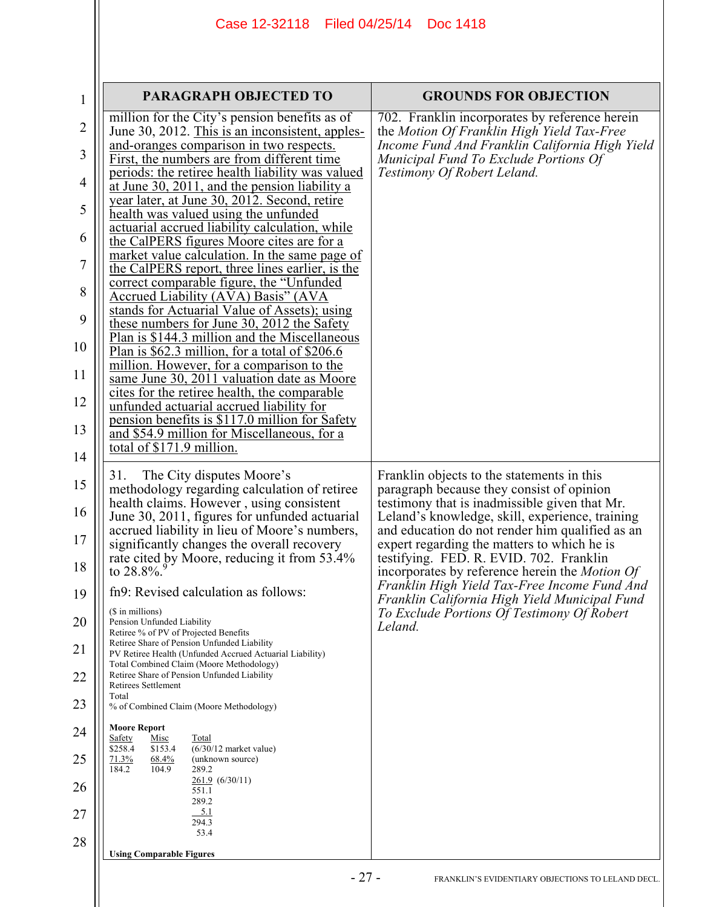| PARAGRAPH OBJECTED TO | GROUNDS FOR OBJECTION |
|---|---|
| million for the City's pension benefits as of June 30, 2012. This is an inconsistent, apples-and-oranges comparison in two respects. First, the numbers are from different time periods: the retiree health liability was valued at June 30, 2011, and the pension liability a year later, at June 30, 2012. Second, retire health was valued using the unfunded actuarial accrued liability calculation, while the CalPERS figures Moore cites are for a market value calculation. In the same page of the CalPERS report, three lines earlier, is the correct comparable figure, the "Unfunded Accrued Liability (AVA) Basis" (AVA stands for Actuarial Value of Assets); using these numbers for June 30, 2012 the Safety Plan is \$144.3 million and the Miscellaneous Plan is \$62.3 million, for a total of \$206.6 million. However, for a comparison to the same June 30, 2011 valuation date as Moore cites for the retiree health, the comparable unfunded actuarial accrued liability for pension benefits is \$117.0 million for Safety and \$54.9 million for Miscellaneous, for a total of \$171.9 million. | 702. Franklin incorporates by reference herein the *Motion Of Franklin High Yield Tax-Free Income Fund And Franklin California High Yield Municipal Fund To Exclude Portions Of Testimony Of Robert Leland.* |
| 31. The City disputes Moore's methodology regarding calculation of retiree health claims. However , using consistent June 30, 2011, figures for unfunded actuarial accrued liability in lieu of Moore's numbers, significantly changes the overall recovery rate cited by Moore, reducing it from 53.4% to 28.8%.[9]<br><br>fn9: Revised calculation as follows:<br><br>(\$ in millions)<br>Pension Unfunded Liability<br>Retiree % of PV of Projected Benefits<br>Retiree Share of Pension Unfunded Liability<br>PV Retiree Health (Unfunded Accrued Actuarial Liability)<br>Total Combined Claim (Moore Methodology)<br>Retiree Share of Pension Unfunded Liability<br>Retirees Settlement<br>Total<br>% of Combined Claim (Moore Methodology)<br><br>**Moore Report**<br>Safety / Misc / Total<br>\$258.4 / \$153.4 / (6/30/12 market value)<br>71.3% / 68.4% / (unknown source)<br>184.2 / 104.9 / 289.2<br>261.9 (6/30/11)<br>551.1<br>289.2<br>5.1<br>294.3<br>53.4<br><br>**Using Comparable Figures** | Franklin objects to the statements in this paragraph because they consist of opinion testimony that is inadmissible given that Mr. Leland's knowledge, skill, experience, training and education do not render him qualified as an expert regarding the matters to which he is testifying. FED. R. EVID. 702. Franklin incorporates by reference herein the *Motion Of Franklin High Yield Tax-Free Income Fund And Franklin California High Yield Municipal Fund To Exclude Portions Of Testimony Of Robert Leland.* |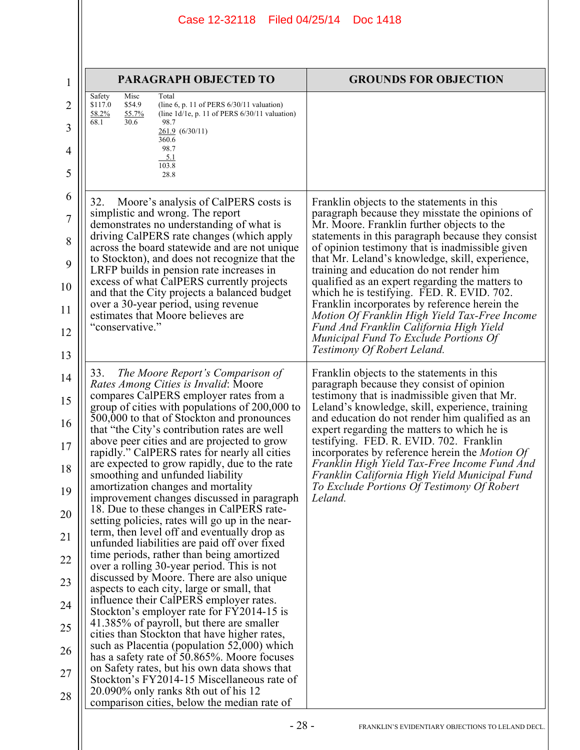| PARAGRAPH OBJECTED TO | GROUNDS FOR OBJECTION |
|---|---|
| Safety Misc Total<br>$117.0 $54.9 (line 6, p. 11 of PERS 6/30/11 valuation)<br>58.2% 55.7% (line 1d/1e, p. 11 of PERS 6/30/11 valuation)<br>68.1 30.6 98.7<br>261.9 (6/30/11)<br>360.6<br>98.7<br>5.1<br>103.8<br>28.8 | |
| 32. Moore's analysis of CalPERS costs is simplistic and wrong. The report demonstrates no understanding of what is driving CalPERS rate changes (which apply across the board statewide and are not unique to Stockton), and does not recognize that the LRFP builds in pension rate increases in excess of what CalPERS currently projects and that the City projects a balanced budget over a 30-year period, using revenue estimates that Moore believes are "conservative." | Franklin objects to the statements in this paragraph because they misstate the opinions of Mr. Moore. Franklin further objects to the statements in this paragraph because they consist of opinion testimony that is inadmissible given that Mr. Leland's knowledge, skill, experience, training and education do not render him qualified as an expert regarding the matters to which he is testifying. FED. R. EVID. 702. Franklin incorporates by reference herein the *Motion Of Franklin High Yield Tax-Free Income Fund And Franklin California High Yield Municipal Fund To Exclude Portions Of Testimony Of Robert Leland.* |
| 33. *The Moore Report's Comparison of Rates Among Cities is Invalid*: Moore compares CalPERS employer rates from a group of cities with populations of 200,000 to 500,000 to that of Stockton and pronounces that "the City's contribution rates are well above peer cities and are projected to grow rapidly." CalPERS rates for nearly all cities are expected to grow rapidly, due to the rate smoothing and unfunded liability amortization changes and mortality improvement changes discussed in paragraph 18. Due to these changes in CalPERS rate-setting policies, rates will go up in the near-term, then level off and eventually drop as unfunded liabilities are paid off over fixed time periods, rather than being amortized over a rolling 30-year period. This is not discussed by Moore. There are also unique aspects to each city, large or small, that influence their CalPERS employer rates. Stockton's employer rate for FY2014-15 is 41.385% of payroll, but there are smaller cities than Stockton that have higher rates, such as Placentia (population 52,000) which has a safety rate of 50.865%. Moore focuses on Safety rates, but his own data shows that Stockton's FY2014-15 Miscellaneous rate of 20.090% only ranks 8th out of his 12 comparison cities, below the median rate of | Franklin objects to the statements in this paragraph because they consist of opinion testimony that is inadmissible given that Mr. Leland's knowledge, skill, experience, training and education do not render him qualified as an expert regarding the matters to which he is testifying. FED. R. EVID. 702. Franklin incorporates by reference herein the *Motion Of Franklin High Yield Tax-Free Income Fund And Franklin California High Yield Municipal Fund To Exclude Portions Of Testimony Of Robert Leland.* |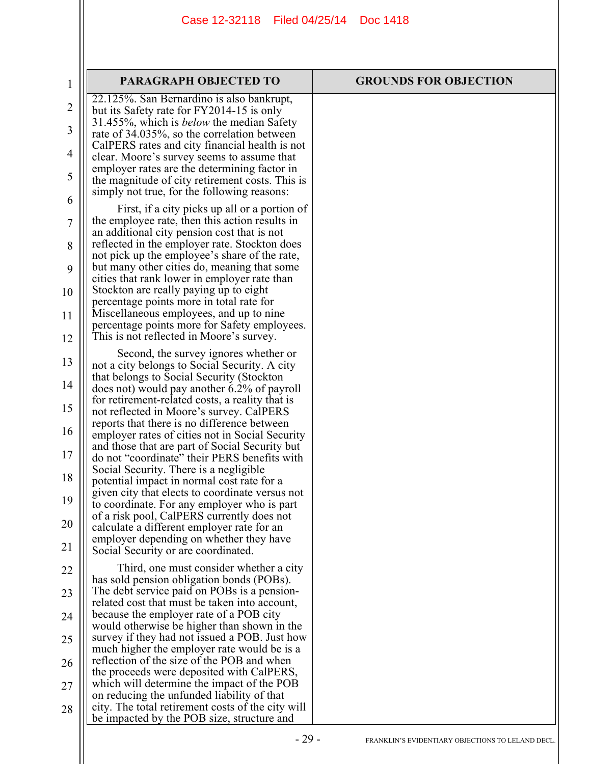| PARAGRAPH OBJECTED TO | GROUNDS FOR OBJECTION |
|---|---|
| 22.125%. San Bernardino is also bankrupt, but its Safety rate for FY2014-15 is only 31.455%, which is *below* the median Safety rate of 34.035%, so the correlation between CalPERS rates and city financial health is not clear. Moore's survey seems to assume that employer rates are the determining factor in the magnitude of city retirement costs. This is simply not true, for the following reasons:<br><br>First, if a city picks up all or a portion of the employee rate, then this action results in an additional city pension cost that is not reflected in the employer rate. Stockton does not pick up the employee's share of the rate, but many other cities do, meaning that some cities that rank lower in employer rate than Stockton are really paying up to eight percentage points more in total rate for Miscellaneous employees, and up to nine percentage points more for Safety employees. This is not reflected in Moore's survey.<br><br>Second, the survey ignores whether or not a city belongs to Social Security. A city that belongs to Social Security (Stockton does not) would pay another 6.2% of payroll for retirement-related costs, a reality that is not reflected in Moore's survey. CalPERS reports that there is no difference between employer rates of cities not in Social Security and those that are part of Social Security but do not "coordinate" their PERS benefits with Social Security. There is a negligible potential impact in normal cost rate for a given city that elects to coordinate versus not to coordinate. For any employer who is part of a risk pool, CalPERS currently does not calculate a different employer rate for an employer depending on whether they have Social Security or are coordinated.<br><br>Third, one must consider whether a city has sold pension obligation bonds (POBs). The debt service paid on POBs is a pension-related cost that must be taken into account, because the employer rate of a POB city would otherwise be higher than shown in the survey if they had not issued a POB. Just how much higher the employer rate would be is a reflection of the size of the POB and when the proceeds were deposited with CalPERS, which will determine the impact of the POB on reducing the unfunded liability of that city. The total retirement costs of the city will be impacted by the POB size, structure and | |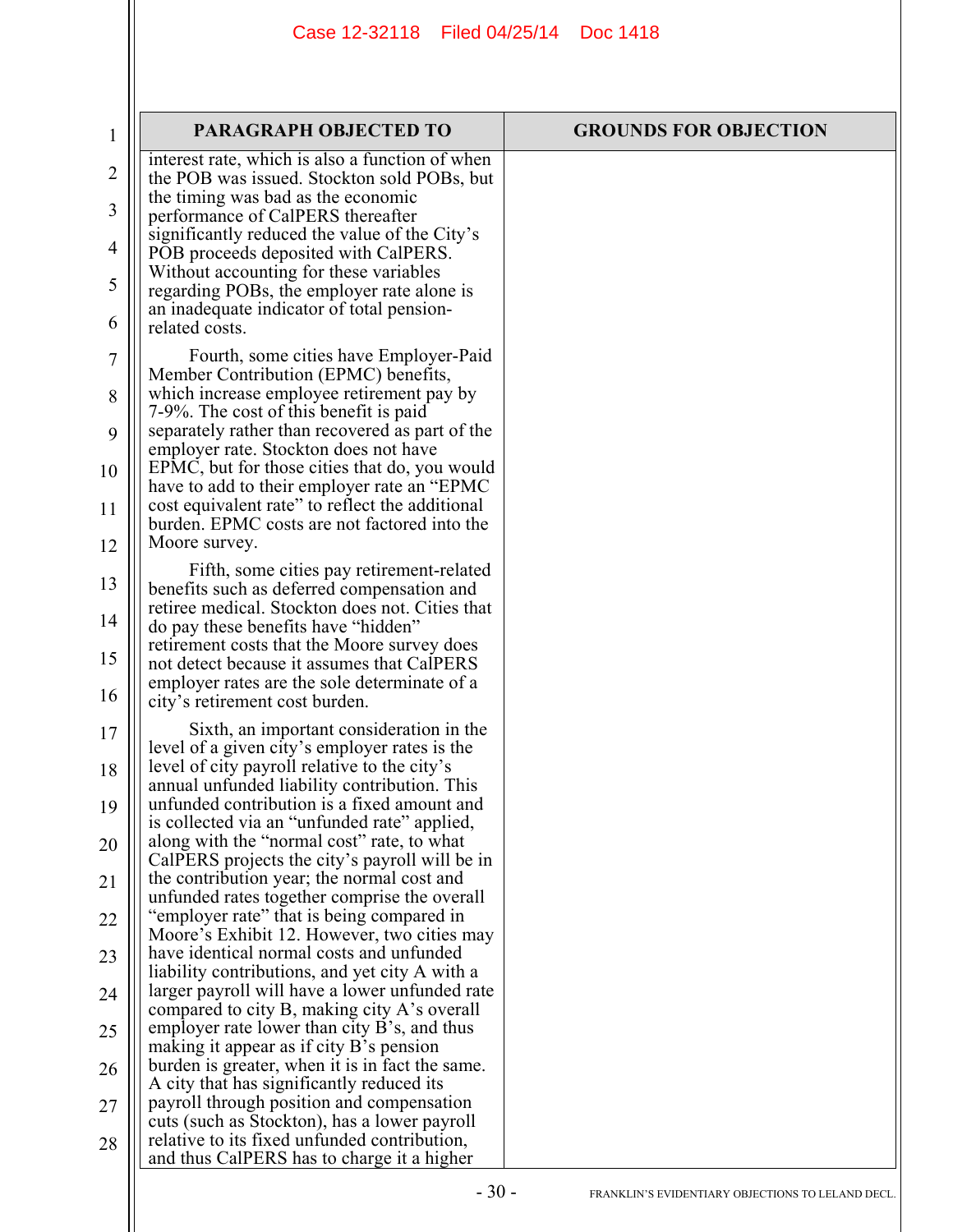| PARAGRAPH OBJECTED TO | GROUNDS FOR OBJECTION |
|---|---|
| interest rate, which is also a function of when the POB was issued. Stockton sold POBs, but the timing was bad as the economic performance of CalPERS thereafter significantly reduced the value of the City's POB proceeds deposited with CalPERS. Without accounting for these variables regarding POBs, the employer rate alone is an inadequate indicator of total pension-related costs.<br><br>Fourth, some cities have Employer-Paid Member Contribution (EPMC) benefits, which increase employee retirement pay by 7-9%. The cost of this benefit is paid separately rather than recovered as part of the employer rate. Stockton does not have EPMC, but for those cities that do, you would have to add to their employer rate an "EPMC cost equivalent rate" to reflect the additional burden. EPMC costs are not factored into the Moore survey.<br><br>Fifth, some cities pay retirement-related benefits such as deferred compensation and retiree medical. Stockton does not. Cities that do pay these benefits have "hidden" retirement costs that the Moore survey does not detect because it assumes that CalPERS employer rates are the sole determinate of a city's retirement cost burden.<br><br>Sixth, an important consideration in the level of a given city's employer rates is the level of city payroll relative to the city's annual unfunded liability contribution. This unfunded contribution is a fixed amount and is collected via an "unfunded rate" applied, along with the "normal cost" rate, to what CalPERS projects the city's payroll will be in the contribution year; the normal cost and unfunded rates together comprise the overall "employer rate" that is being compared in Moore's Exhibit 12. However, two cities may have identical normal costs and unfunded liability contributions, and yet city A with a larger payroll will have a lower unfunded rate compared to city B, making city A's overall employer rate lower than city B's, and thus making it appear as if city B's pension burden is greater, when it is in fact the same. A city that has significantly reduced its payroll through position and compensation cuts (such as Stockton), has a lower payroll relative to its fixed unfunded contribution, and thus CalPERS has to charge it a higher | |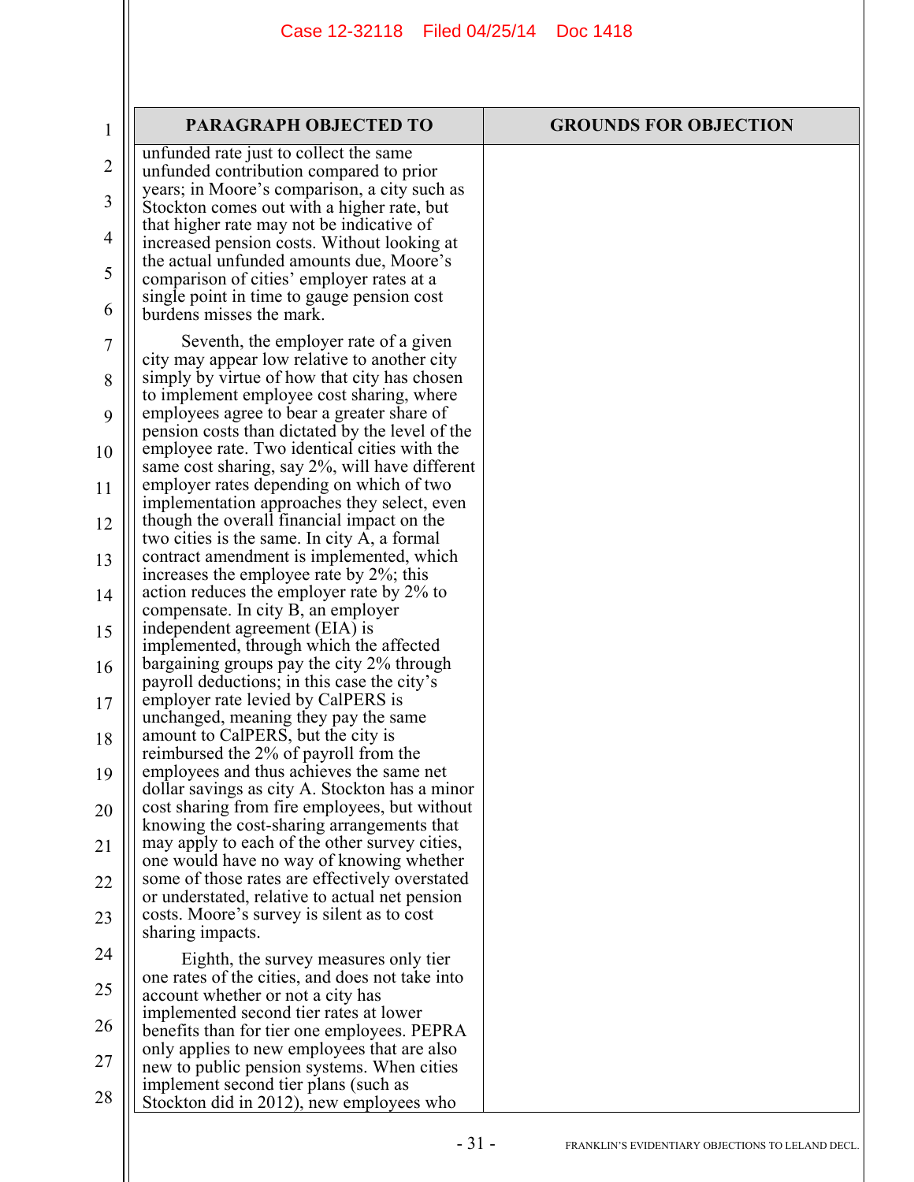| PARAGRAPH OBJECTED TO | GROUNDS FOR OBJECTION |
|---|---|
| unfunded rate just to collect the same unfunded contribution compared to prior years; in Moore's comparison, a city such as Stockton comes out with a higher rate, but that higher rate may not be indicative of increased pension costs. Without looking at the actual unfunded amounts due, Moore's comparison of cities' employer rates at a single point in time to gauge pension cost burdens misses the mark.<br><br>Seventh, the employer rate of a given city may appear low relative to another city simply by virtue of how that city has chosen to implement employee cost sharing, where employees agree to bear a greater share of pension costs than dictated by the level of the employee rate. Two identical cities with the same cost sharing, say 2%, will have different employer rates depending on which of two implementation approaches they select, even though the overall financial impact on the two cities is the same. In city A, a formal contract amendment is implemented, which increases the employee rate by 2%; this action reduces the employer rate by 2% to compensate. In city B, an employer independent agreement (EIA) is implemented, through which the affected bargaining groups pay the city 2% through payroll deductions; in this case the city's employer rate levied by CalPERS is unchanged, meaning they pay the same amount to CalPERS, but the city is reimbursed the 2% of payroll from the employees and thus achieves the same net dollar savings as city A. Stockton has a minor cost sharing from fire employees, but without knowing the cost-sharing arrangements that may apply to each of the other survey cities, one would have no way of knowing whether some of those rates are effectively overstated or understated, relative to actual net pension costs. Moore's survey is silent as to cost sharing impacts.<br><br>Eighth, the survey measures only tier one rates of the cities, and does not take into account whether or not a city has implemented second tier rates at lower benefits than for tier one employees. PEPRA only applies to new employees that are also new to public pension systems. When cities implement second tier plans (such as Stockton did in 2012), new employees who | |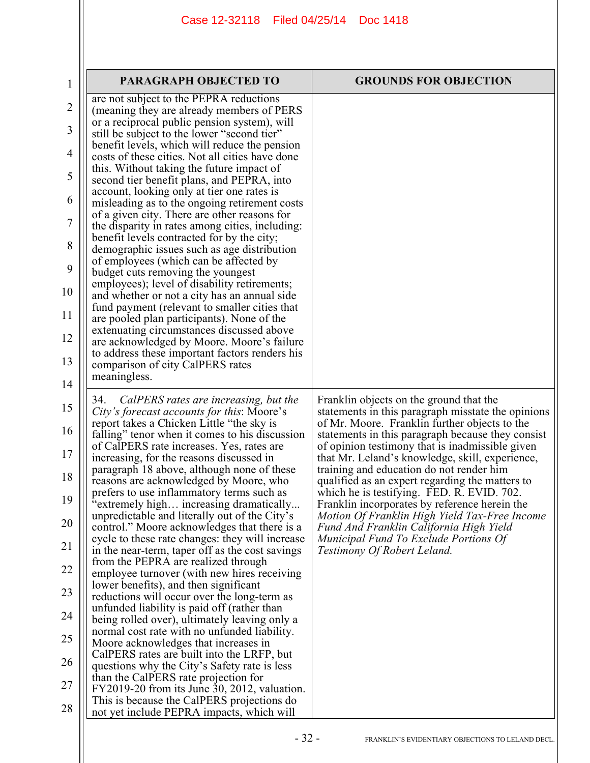| PARAGRAPH OBJECTED TO | GROUNDS FOR OBJECTION |
| --- | --- |
| are not subject to the PEPRA reductions (meaning they are already members of PERS or a reciprocal public pension system), will still be subject to the lower "second tier" benefit levels, which will reduce the pension costs of these cities. Not all cities have done this. Without taking the future impact of second tier benefit plans, and PEPRA, into account, looking only at tier one rates is misleading as to the ongoing retirement costs of a given city. There are other reasons for the disparity in rates among cities, including: benefit levels contracted for by the city; demographic issues such as age distribution of employees (which can be affected by budget cuts removing the youngest employees); level of disability retirements; and whether or not a city has an annual side fund payment (relevant to smaller cities that are pooled plan participants). None of the extenuating circumstances discussed above are acknowledged by Moore. Moore's failure to address these important factors renders his comparison of city CalPERS rates meaningless. | |
| 34. *CalPERS rates are increasing, but the City's forecast accounts for this*: Moore's report takes a Chicken Little "the sky is falling" tenor when it comes to his discussion of CalPERS rate increases. Yes, rates are increasing, for the reasons discussed in paragraph 18 above, although none of these reasons are acknowledged by Moore, who prefers to use inflammatory terms such as "extremely high… increasing dramatically... unpredictable and literally out of the City's control." Moore acknowledges that there is a cycle to these rate changes: they will increase in the near-term, taper off as the cost savings from the PEPRA are realized through employee turnover (with new hires receiving lower benefits), and then significant reductions will occur over the long-term as unfunded liability is paid off (rather than being rolled over), ultimately leaving only a normal cost rate with no unfunded liability. Moore acknowledges that increases in CalPERS rates are built into the LRFP, but questions why the City's Safety rate is less than the CalPERS rate projection for FY2019-20 from its June 30, 2012, valuation. This is because the CalPERS projections do not yet include PEPRA impacts, which will | Franklin objects on the ground that the statements in this paragraph misstate the opinions of Mr. Moore. Franklin further objects to the statements in this paragraph because they consist of opinion testimony that is inadmissible given that Mr. Leland's knowledge, skill, experience, training and education do not render him qualified as an expert regarding the matters to which he is testifying. FED. R. EVID. 702. Franklin incorporates by reference herein the *Motion Of Franklin High Yield Tax-Free Income Fund And Franklin California High Yield Municipal Fund To Exclude Portions Of Testimony Of Robert Leland.* |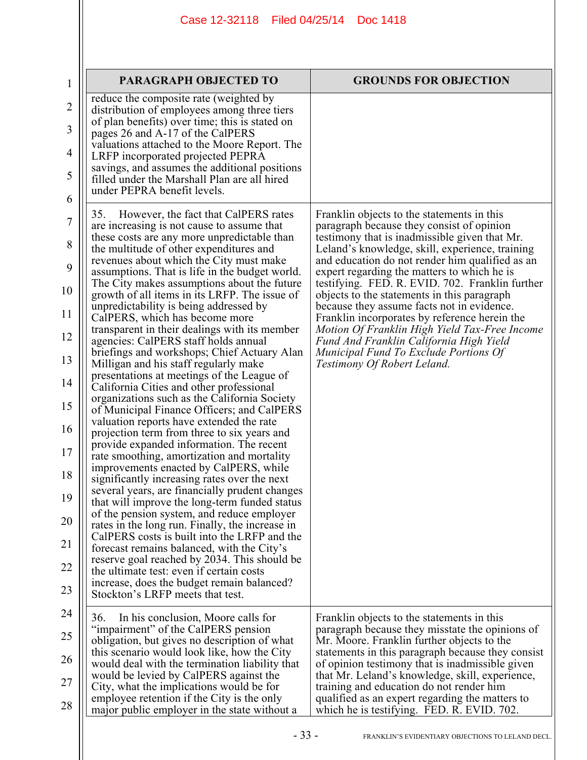| PARAGRAPH OBJECTED TO | GROUNDS FOR OBJECTION |
|---|---|
| reduce the composite rate (weighted by distribution of employees among three tiers of plan benefits) over time; this is stated on pages 26 and A-17 of the CalPERS valuations attached to the Moore Report. The LRFP incorporated projected PEPRA savings, and assumes the additional positions filled under the Marshall Plan are all hired under PEPRA benefit levels. | |
| 35. However, the fact that CalPERS rates are increasing is not cause to assume that these costs are any more unpredictable than the multitude of other expenditures and revenues about which the City must make assumptions. That is life in the budget world. The City makes assumptions about the future growth of all items in its LRFP. The issue of unpredictability is being addressed by CalPERS, which has become more transparent in their dealings with its member agencies: CalPERS staff holds annual briefings and workshops; Chief Actuary Alan Milligan and his staff regularly make presentations at meetings of the League of California Cities and other professional organizations such as the California Society of Municipal Finance Officers; and CalPERS valuation reports have extended the rate projection term from three to six years and provide expanded information. The recent rate smoothing, amortization and mortality improvements enacted by CalPERS, while significantly increasing rates over the next several years, are financially prudent changes that will improve the long-term funded status of the pension system, and reduce employer rates in the long run. Finally, the increase in CalPERS costs is built into the LRFP and the forecast remains balanced, with the City's reserve goal reached by 2034. This should be the ultimate test: even if certain costs increase, does the budget remain balanced? Stockton's LRFP meets that test. | Franklin objects to the statements in this paragraph because they consist of opinion testimony that is inadmissible given that Mr. Leland's knowledge, skill, experience, training and education do not render him qualified as an expert regarding the matters to which he is testifying. FED. R. EVID. 702. Franklin further objects to the statements in this paragraph because they assume facts not in evidence. Franklin incorporates by reference herein the *Motion Of Franklin High Yield Tax-Free Income Fund And Franklin California High Yield Municipal Fund To Exclude Portions Of Testimony Of Robert Leland.* |
| 36. In his conclusion, Moore calls for "impairment" of the CalPERS pension obligation, but gives no description of what this scenario would look like, how the City would deal with the termination liability that would be levied by CalPERS against the City, what the implications would be for employee retention if the City is the only major public employer in the state without a | Franklin objects to the statements in this paragraph because they misstate the opinions of Mr. Moore. Franklin further objects to the statements in this paragraph because they consist of opinion testimony that is inadmissible given that Mr. Leland's knowledge, skill, experience, training and education do not render him qualified as an expert regarding the matters to which he is testifying. FED. R. EVID. 702. |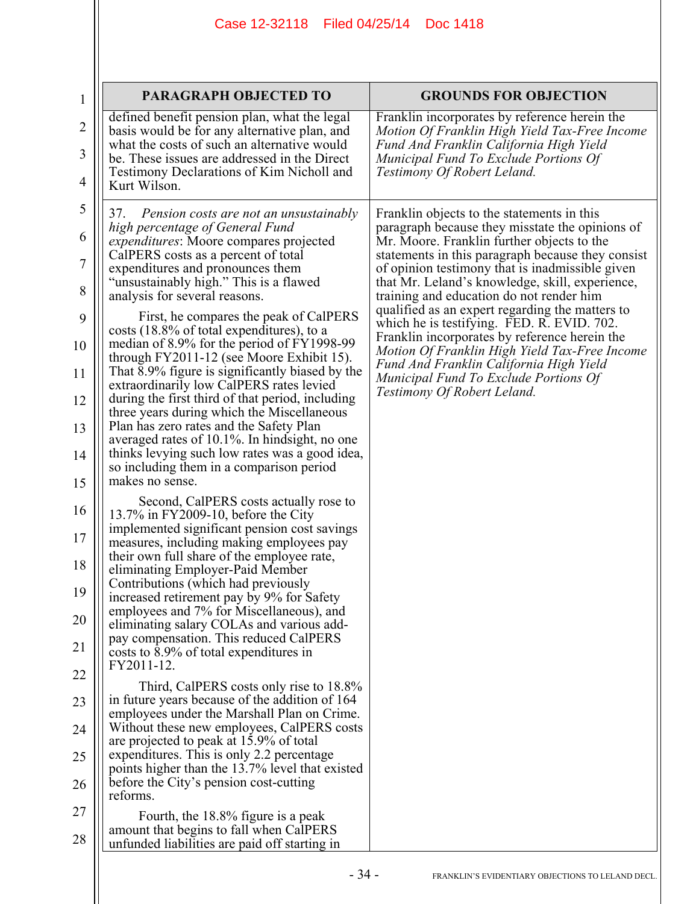| PARAGRAPH OBJECTED TO | GROUNDS FOR OBJECTION |
|---|---|
| defined benefit pension plan, what the legal basis would be for any alternative plan, and what the costs of such an alternative would be. These issues are addressed in the Direct Testimony Declarations of Kim Nicholl and Kurt Wilson. | Franklin incorporates by reference herein the *Motion Of Franklin High Yield Tax-Free Income Fund And Franklin California High Yield Municipal Fund To Exclude Portions Of Testimony Of Robert Leland.* |
| 37. *Pension costs are not an unsustainably high percentage of General Fund expenditures*: Moore compares projected CalPERS costs as a percent of total expenditures and pronounces them "unsustainably high." This is a flawed analysis for several reasons.<br><br>First, he compares the peak of CalPERS costs (18.8% of total expenditures), to a median of 8.9% for the period of FY1998-99 through FY2011-12 (see Moore Exhibit 15). That 8.9% figure is significantly biased by the extraordinarily low CalPERS rates levied during the first third of that period, including three years during which the Miscellaneous Plan has zero rates and the Safety Plan averaged rates of 10.1%. In hindsight, no one thinks levying such low rates was a good idea, so including them in a comparison period makes no sense.<br><br>Second, CalPERS costs actually rose to 13.7% in FY2009-10, before the City implemented significant pension cost savings measures, including making employees pay their own full share of the employee rate, eliminating Employer-Paid Member Contributions (which had previously increased retirement pay by 9% for Safety employees and 7% for Miscellaneous), and eliminating salary COLAs and various add-pay compensation. This reduced CalPERS costs to 8.9% of total expenditures in FY2011-12.<br><br>Third, CalPERS costs only rise to 18.8% in future years because of the addition of 164 employees under the Marshall Plan on Crime. Without these new employees, CalPERS costs are projected to peak at 15.9% of total expenditures. This is only 2.2 percentage points higher than the 13.7% level that existed before the City's pension cost-cutting reforms.<br><br>Fourth, the 18.8% figure is a peak amount that begins to fall when CalPERS unfunded liabilities are paid off starting in | Franklin objects to the statements in this paragraph because they misstate the opinions of Mr. Moore. Franklin further objects to the statements in this paragraph because they consist of opinion testimony that is inadmissible given that Mr. Leland's knowledge, skill, experience, training and education do not render him qualified as an expert regarding the matters to which he is testifying. FED. R. EVID. 702. Franklin incorporates by reference herein the *Motion Of Franklin High Yield Tax-Free Income Fund And Franklin California High Yield Municipal Fund To Exclude Portions Of Testimony Of Robert Leland.* |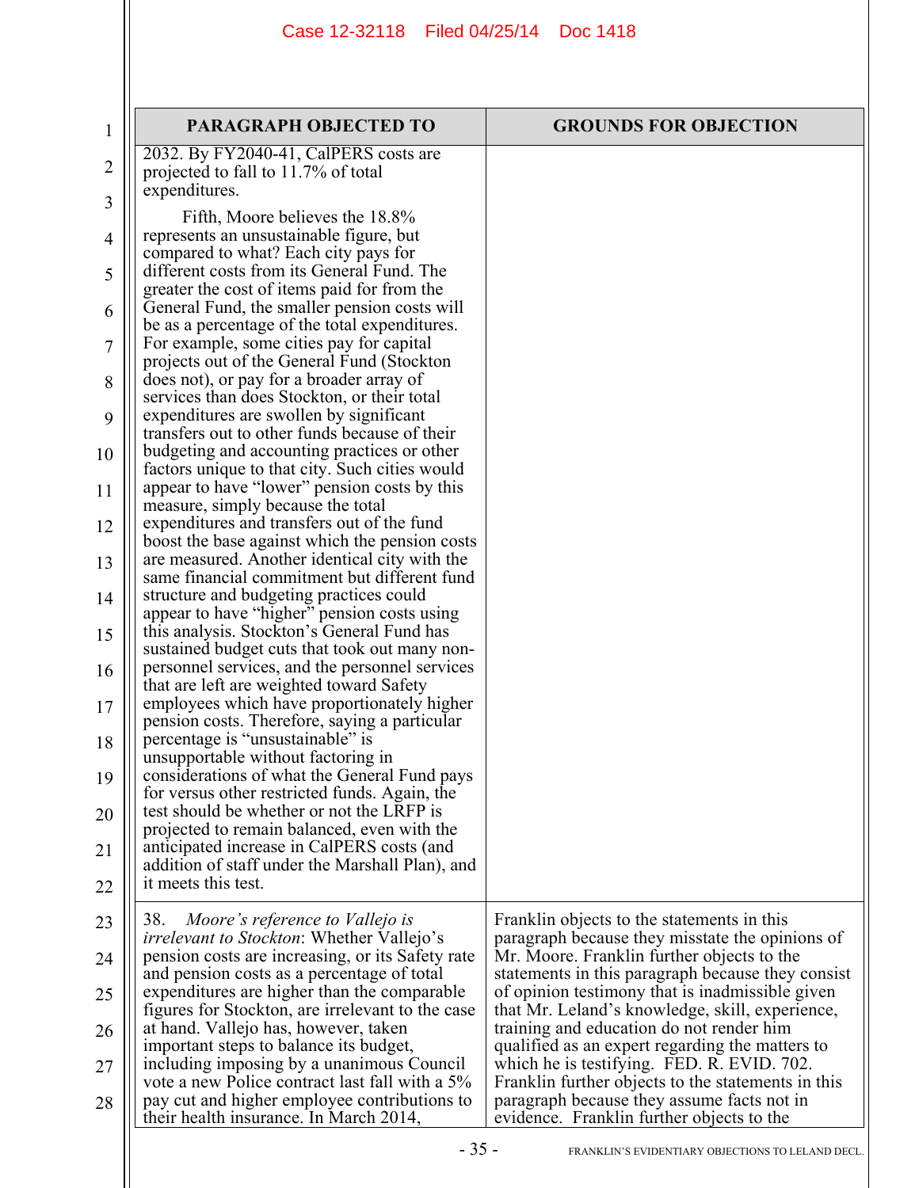| PARAGRAPH OBJECTED TO | GROUNDS FOR OBJECTION |
|---|---|
| 2032. By FY2040-41, CalPERS costs are projected to fall to 11.7% of total expenditures.<br><br>Fifth, Moore believes the 18.8% represents an unsustainable figure, but compared to what? Each city pays for different costs from its General Fund. The greater the cost of items paid for from the General Fund, the smaller pension costs will be as a percentage of the total expenditures. For example, some cities pay for capital projects out of the General Fund (Stockton does not), or pay for a broader array of services than does Stockton, or their total expenditures are swollen by significant transfers out to other funds because of their budgeting and accounting practices or other factors unique to that city. Such cities would appear to have "lower" pension costs by this measure, simply because the total expenditures and transfers out of the fund boost the base against which the pension costs are measured. Another identical city with the same financial commitment but different fund structure and budgeting practices could appear to have "higher" pension costs using this analysis. Stockton's General Fund has sustained budget cuts that took out many non-personnel services, and the personnel services that are left are weighted toward Safety employees which have proportionately higher pension costs. Therefore, saying a particular percentage is "unsustainable" is unsupportable without factoring in considerations of what the General Fund pays for versus other restricted funds. Again, the test should be whether or not the LRFP is projected to remain balanced, even with the anticipated increase in CalPERS costs (and addition of staff under the Marshall Plan), and it meets this test. | |
| 38. *Moore's reference to Vallejo is irrelevant to Stockton*: Whether Vallejo's pension costs are increasing, or its Safety rate and pension costs as a percentage of total expenditures are higher than the comparable figures for Stockton, are irrelevant to the case at hand. Vallejo has, however, taken important steps to balance its budget, including imposing by a unanimous Council vote a new Police contract last fall with a 5% pay cut and higher employee contributions to their health insurance. In March 2014, | Franklin objects to the statements in this paragraph because they misstate the opinions of Mr. Moore. Franklin further objects to the statements in this paragraph because they consist of opinion testimony that is inadmissible given that Mr. Leland's knowledge, skill, experience, training and education do not render him qualified as an expert regarding the matters to which he is testifying. FED. R. EVID. 702. Franklin further objects to the statements in this paragraph because they assume facts not in evidence. Franklin further objects to the |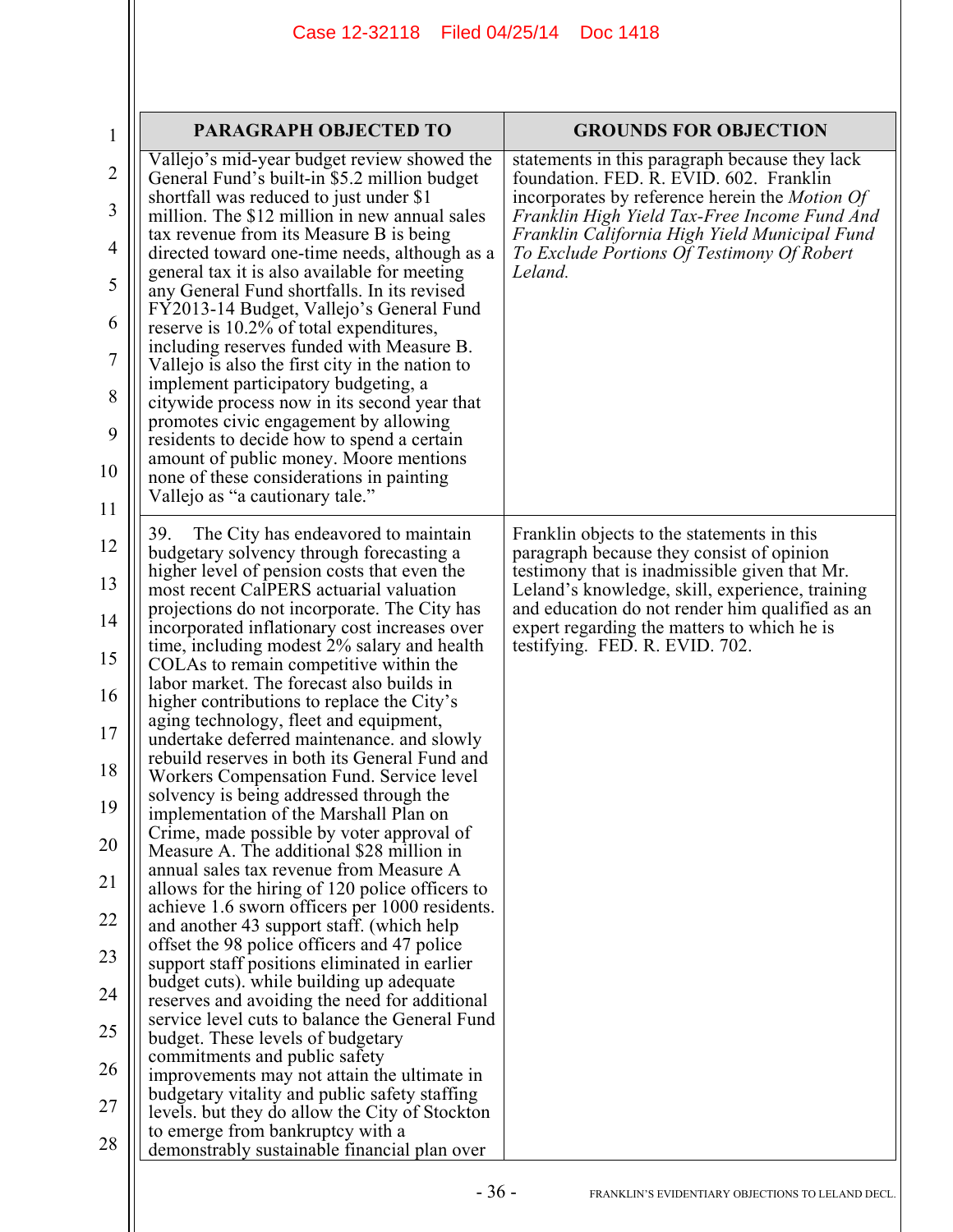| PARAGRAPH OBJECTED TO | GROUNDS FOR OBJECTION |
|---|---|
| Vallejo's mid-year budget review showed the General Fund's built-in $5.2 million budget shortfall was reduced to just under $1 million. The $12 million in new annual sales tax revenue from its Measure B is being directed toward one-time needs, although as a general tax it is also available for meeting any General Fund shortfalls. In its revised FY2013-14 Budget, Vallejo's General Fund reserve is 10.2% of total expenditures, including reserves funded with Measure B. Vallejo is also the first city in the nation to implement participatory budgeting, a citywide process now in its second year that promotes civic engagement by allowing residents to decide how to spend a certain amount of public money. Moore mentions none of these considerations in painting Vallejo as "a cautionary tale." | statements in this paragraph because they lack foundation. FED. R. EVID. 602. Franklin incorporates by reference herein the *Motion Of Franklin High Yield Tax-Free Income Fund And Franklin California High Yield Municipal Fund To Exclude Portions Of Testimony Of Robert Leland.* |
| 39. The City has endeavored to maintain budgetary solvency through forecasting a higher level of pension costs that even the most recent CalPERS actuarial valuation projections do not incorporate. The City has incorporated inflationary cost increases over time, including modest 2% salary and health COLAs to remain competitive within the labor market. The forecast also builds in higher contributions to replace the City's aging technology, fleet and equipment, undertake deferred maintenance. and slowly rebuild reserves in both its General Fund and Workers Compensation Fund. Service level solvency is being addressed through the implementation of the Marshall Plan on Crime, made possible by voter approval of Measure A. The additional $28 million in annual sales tax revenue from Measure A allows for the hiring of 120 police officers to achieve 1.6 sworn officers per 1000 residents. and another 43 support staff. (which help offset the 98 police officers and 47 police support staff positions eliminated in earlier budget cuts). while building up adequate reserves and avoiding the need for additional service level cuts to balance the General Fund budget. These levels of budgetary commitments and public safety improvements may not attain the ultimate in budgetary vitality and public safety staffing levels. but they do allow the City of Stockton to emerge from bankruptcy with a demonstrably sustainable financial plan over | Franklin objects to the statements in this paragraph because they consist of opinion testimony that is inadmissible given that Mr. Leland's knowledge, skill, experience, training and education do not render him qualified as an expert regarding the matters to which he is testifying. FED. R. EVID. 702. |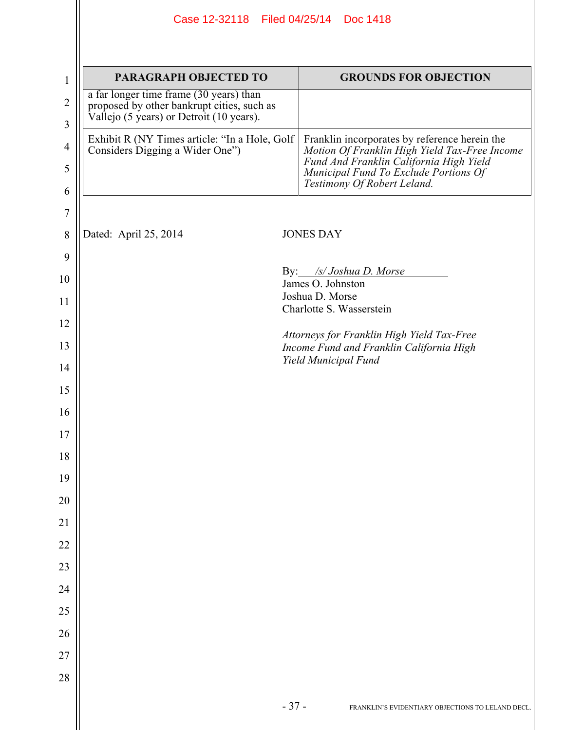| PARAGRAPH OBJECTED TO | GROUNDS FOR OBJECTION |
|---|---|
| a far longer time frame (30 years) than proposed by other bankrupt cities, such as Vallejo (5 years) or Detroit (10 years). | |
| Exhibit R (NY Times article: "In a Hole, Golf Considers Digging a Wider One") | Franklin incorporates by reference herein the *Motion Of Franklin High Yield Tax-Free Income Fund And Franklin California High Yield Municipal Fund To Exclude Portions Of Testimony Of Robert Leland.* |

Dated: April 25, 2014

JONES DAY

By: */s/ Joshua D. Morse*
James O. Johnston
Joshua D. Morse
Charlotte S. Wasserstein

*Attorneys for Franklin High Yield Tax-Free Income Fund and Franklin California High Yield Municipal Fund*